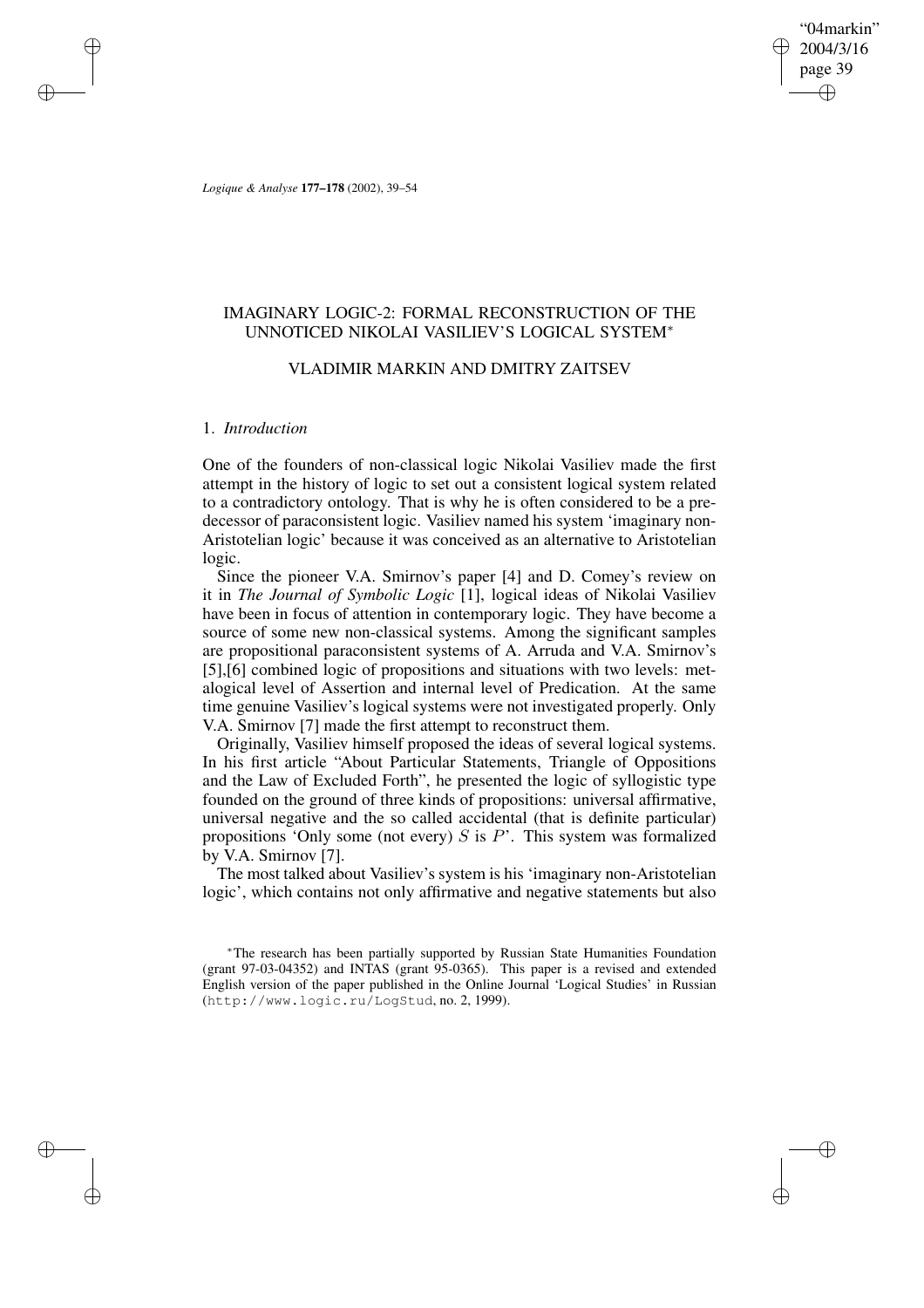# IMAGINARY LOGIC-2: FORMAL RECONSTRUCTION OF THE UNNOTICED NIKOLAI VASILIEV'S LOGICAL SYSTEM*

## VLADIMIR MARKIN AND DMITRY ZAITSEV

### 1. *Introduction*

One of the founders of non-classical logic Nikolai Vasiliev made the first attempt in the history of logic to set out a consistent logical system related to a contradictory ontology. That is why he is often considered to be a predecessor of paraconsistent logic. Vasiliev named his system 'imaginary non-Aristotelian logic' because it was conceived as an alternative to Aristotelian logic.

Since the pioneer V.A. Smirnov's paper [4] and D. Comey's review on it in *The Journal of Symbolic Logic* [1], logical ideas of Nikolai Vasiliev have been in focus of attention in contemporary logic. They have become a source of some new non-classical systems. Among the significant samples are propositional paraconsistent systems of A. Arruda and V.A. Smirnov's [5],[6] combined logic of propositions and situations with two levels: metalogical level of Assertion and internal level of Predication. At the same time genuine Vasiliev's logical systems were not investigated properly. Only V.A. Smirnov [7] made the first attempt to reconstruct them.

Originally, Vasiliev himself proposed the ideas of several logical systems. In his first article "About Particular Statements, Triangle of Oppositions and the Law of Excluded Forth", he presented the logic of syllogistic type founded on the ground of three kinds of propositions: universal affirmative, universal negative and the so called accidental (that is definite particular) propositions 'Only some (not every) $S$ is $P$'. This system was formalized by V.A. Smirnov [7].

The most talked about Vasiliev's system is his 'imaginary non-Aristotelian logic', which contains not only affirmative and negative statements but also

---

*The research has been partially supported by Russian State Humanities Foundation (grant 97-03-04352) and INTAS (grant 95-0365). This paper is a revised and extended English version of the paper published in the Online Journal 'Logical Studies' in Russian (http://www.logic.ru/LogStud, no. 2, 1999).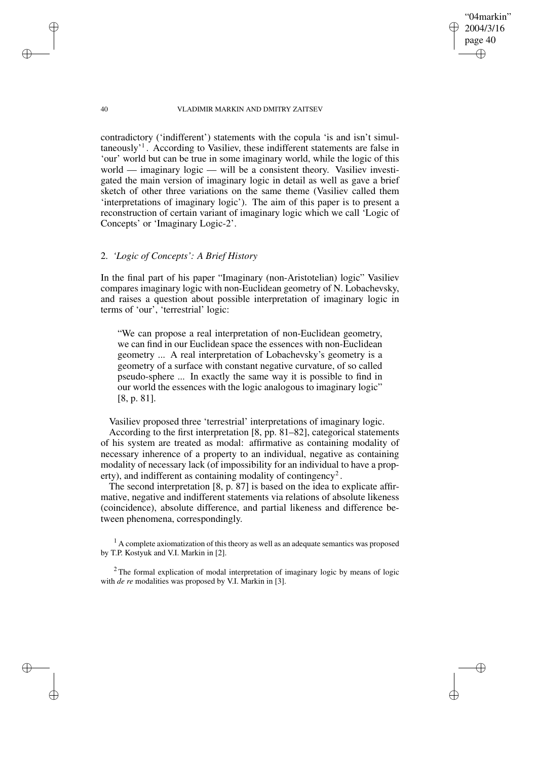contradictory ('indifferent') statements with the copula 'is and isn't simultaneously'[1]. According to Vasiliev, these indifferent statements are false in 'our' world but can be true in some imaginary world, while the logic of this world — imaginary logic — will be a consistent theory. Vasiliev investigated the main version of imaginary logic in detail as well as gave a brief sketch of other three variations on the same theme (Vasiliev called them 'interpretations of imaginary logic'). The aim of this paper is to present a reconstruction of certain variant of imaginary logic which we call 'Logic of Concepts' or 'Imaginary Logic-2'.

## 2. *'Logic of Concepts': A Brief History*

In the final part of his paper "Imaginary (non-Aristotelian) logic" Vasiliev compares imaginary logic with non-Euclidean geometry of N. Lobachevsky, and raises a question about possible interpretation of imaginary logic in terms of 'our', 'terrestrial' logic:

> "We can propose a real interpretation of non-Euclidean geometry, we can find in our Euclidean space the essences with non-Euclidean geometry ... A real interpretation of Lobachevsky's geometry is a geometry of a surface with constant negative curvature, of so called pseudo-sphere ... In exactly the same way it is possible to find in our world the essences with the logic analogous to imaginary logic" [8, p. 81].

Vasiliev proposed three 'terrestrial' interpretations of imaginary logic.

According to the first interpretation [8, pp. 81–82], categorical statements of his system are treated as modal: affirmative as containing modality of necessary inherence of a property to an individual, negative as containing modality of necessary lack (of impossibility for an individual to have a property), and indifferent as containing modality of contingency[2].

The second interpretation [8, p. 87] is based on the idea to explicate affirmative, negative and indifferent statements via relations of absolute likeness (coincidence), absolute difference, and partial likeness and difference between phenomena, correspondingly.

[1] A complete axiomatization of this theory as well as an adequate semantics was proposed by T.P. Kostyuk and V.I. Markin in [2].

[2] The formal explication of modal interpretation of imaginary logic by means of logic with *de re* modalities was proposed by V.I. Markin in [3].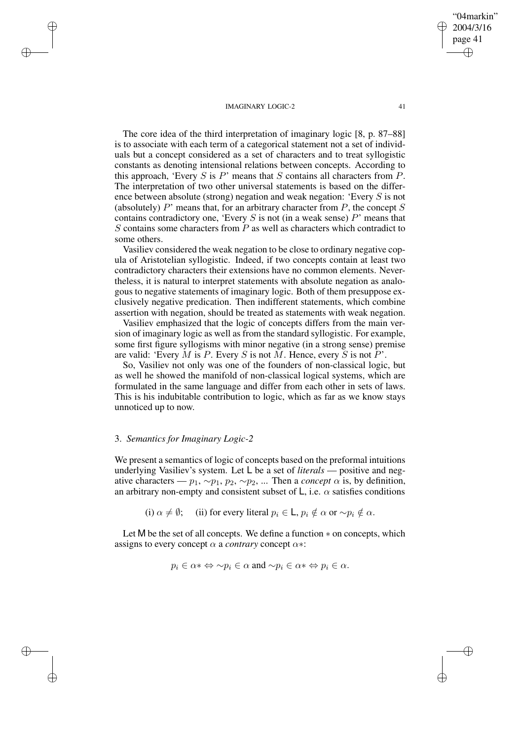The core idea of the third interpretation of imaginary logic [8, p. 87–88] is to associate with each term of a categorical statement not a set of individuals but a concept considered as a set of characters and to treat syllogistic constants as denoting intensional relations between concepts. According to this approach, 'Every $S$ is $P$' means that $S$ contains all characters from $P$. The interpretation of two other universal statements is based on the difference between absolute (strong) negation and weak negation: 'Every $S$ is not (absolutely) $P$' means that, for an arbitrary character from $P$, the concept $S$ contains contradictory one, 'Every $S$ is not (in a weak sense) $P$' means that $S$ contains some characters from $P$ as well as characters which contradict to some others.

Vasiliev considered the weak negation to be close to ordinary negative copula of Aristotelian syllogistic. Indeed, if two concepts contain at least two contradictory characters their extensions have no common elements. Nevertheless, it is natural to interpret statements with absolute negation as analogous to negative statements of imaginary logic. Both of them presuppose exclusively negative predication. Then indifferent statements, which combine assertion with negation, should be treated as statements with weak negation.

Vasiliev emphasized that the logic of concepts differs from the main version of imaginary logic as well as from the standard syllogistic. For example, some first figure syllogisms with minor negative (in a strong sense) premise are valid: 'Every $M$ is $P$. Every $S$ is not $M$. Hence, every $S$ is not $P$'.

So, Vasiliev not only was one of the founders of non-classical logic, but as well he showed the manifold of non-classical logical systems, which are formulated in the same language and differ from each other in sets of laws. This is his indubitable contribution to logic, which as far as we know stays unnoticed up to now.

## 3. *Semantics for Imaginary Logic-2*

We present a semantics of logic of concepts based on the preformal intuitions underlying Vasiliev's system. Let $\mathsf{L}$ be a set of *literals* — positive and negative characters — $p_1$, $\sim p_1$, $p_2$, $\sim p_2$, ... Then a *concept* $\alpha$ is, by definition, an arbitrary non-empty and consistent subset of $\mathsf{L}$, i.e. $\alpha$ satisfies conditions

$$\text{(i) } \alpha \neq \emptyset; \quad \text{(ii) for every literal } p_i \in \mathsf{L},\ p_i \notin \alpha \text{ or } \sim p_i \notin \alpha.$$

Let $\mathsf{M}$ be the set of all concepts. We define a function $*$ on concepts, which assigns to every concept $\alpha$ a *contrary* concept $\alpha*$:

$$p_i \in \alpha* \Leftrightarrow \sim p_i \in \alpha \text{ and } \sim p_i \in \alpha* \Leftrightarrow p_i \in \alpha.$$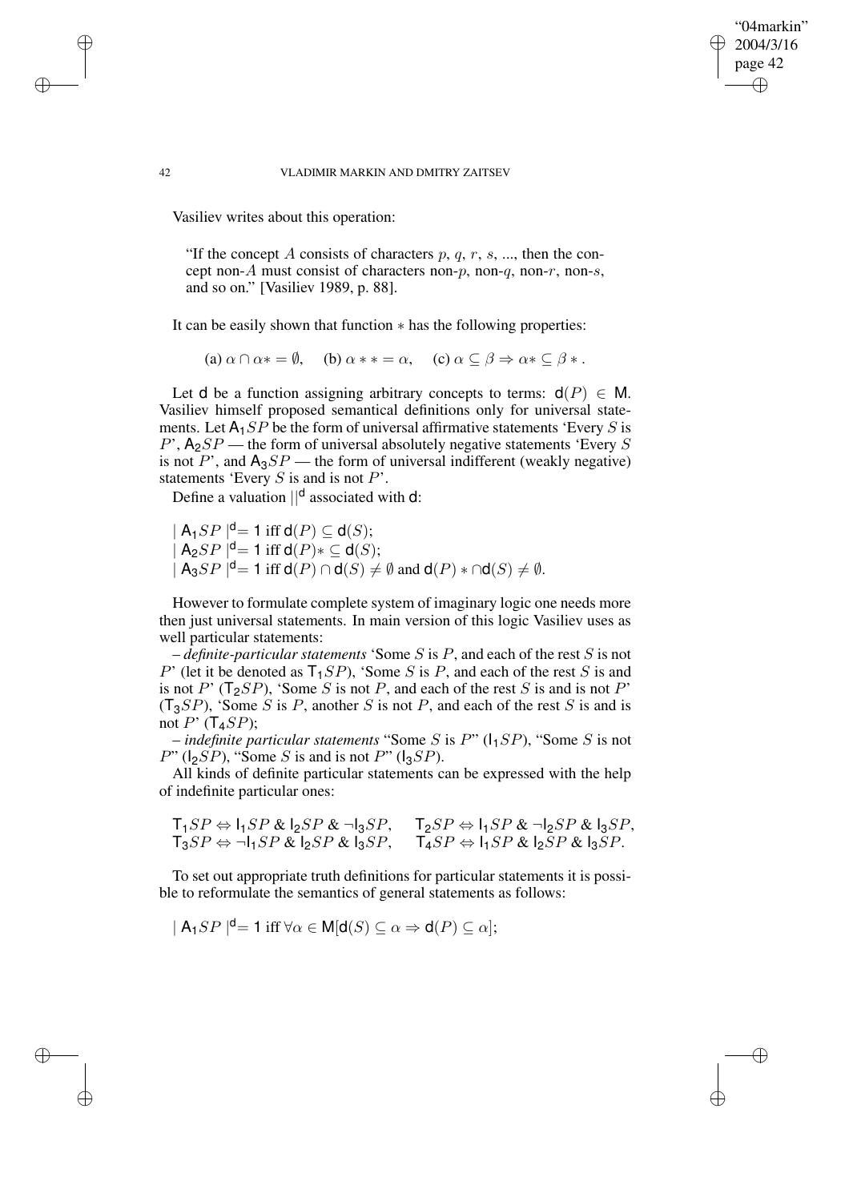Vasiliev writes about this operation:

> "If the concept $A$ consists of characters $p$, $q$, $r$, $s$, ..., then the concept non-$A$ must consist of characters non-$p$, non-$q$, non-$r$, non-$s$, and so on." [Vasiliev 1989, p. 88].

It can be easily shown that function $*$ has the following properties:

$$\text{(a) } \alpha \cap \alpha* = \emptyset, \quad \text{(b) } \alpha ** = \alpha, \quad \text{(c) } \alpha \subseteq \beta \Rightarrow \alpha* \subseteq \beta* .$$

Let $\mathsf{d}$ be a function assigning arbitrary concepts to terms: $\mathsf{d}(P) \in \mathsf{M}$. Vasiliev himself proposed semantical definitions only for universal statements. Let $\mathsf{A}_1SP$ be the form of universal affirmative statements 'Every $S$ is $P$', $\mathsf{A}_2SP$ — the form of universal absolutely negative statements 'Every $S$ is not $P$', and $\mathsf{A}_3SP$ — the form of universal indifferent (weakly negative) statements 'Every $S$ is and is not $P$'.

Define a valuation $||^{\mathsf{d}}$ associated with $\mathsf{d}$:

$| \mathsf{A}_1SP |^{\mathsf{d}} = 1$ iff $\mathsf{d}(P) \subseteq \mathsf{d}(S)$;
$| \mathsf{A}_2SP |^{\mathsf{d}} = 1$ iff $\mathsf{d}(P)* \subseteq \mathsf{d}(S)$;
$| \mathsf{A}_3SP |^{\mathsf{d}} = 1$ iff $\mathsf{d}(P) \cap \mathsf{d}(S) \neq \emptyset$ and $\mathsf{d}(P)* \cap \mathsf{d}(S) \neq \emptyset$.

However to formulate complete system of imaginary logic one needs more then just universal statements. In main version of this logic Vasiliev uses as well particular statements:

– *definite-particular statements* 'Some $S$ is $P$, and each of the rest $S$ is not $P$' (let it be denoted as $\mathsf{T}_1SP$), 'Some $S$ is $P$, and each of the rest $S$ is and is not $P$' ($\mathsf{T}_2SP$), 'Some $S$ is not $P$, and each of the rest $S$ is and is not $P$' ($\mathsf{T}_3SP$), 'Some $S$ is $P$, another $S$ is not $P$, and each of the rest $S$ is and is not $P$' ($\mathsf{T}_4SP$);

– *indefinite particular statements* "Some $S$ is $P$" ($\mathsf{I}_1SP$), "Some $S$ is not $P$" ($\mathsf{I}_2SP$), "Some $S$ is and is not $P$" ($\mathsf{I}_3SP$).

All kinds of definite particular statements can be expressed with the help of indefinite particular ones:

$$\mathsf{T}_1SP \Leftrightarrow \mathsf{I}_1SP \;\&\; \mathsf{I}_2SP \;\&\; \neg\mathsf{I}_3SP, \qquad \mathsf{T}_2SP \Leftrightarrow \mathsf{I}_1SP \;\&\; \neg\mathsf{I}_2SP \;\&\; \mathsf{I}_3SP,$$
$$\mathsf{T}_3SP \Leftrightarrow \neg\mathsf{I}_1SP \;\&\; \mathsf{I}_2SP \;\&\; \mathsf{I}_3SP, \qquad \mathsf{T}_4SP \Leftrightarrow \mathsf{I}_1SP \;\&\; \mathsf{I}_2SP \;\&\; \mathsf{I}_3SP.$$

To set out appropriate truth definitions for particular statements it is possible to reformulate the semantics of general statements as follows:

$| \mathsf{A}_1SP |^{\mathsf{d}} = 1$ iff $\forall\alpha \in \mathsf{M}[\mathsf{d}(S) \subseteq \alpha \Rightarrow \mathsf{d}(P) \subseteq \alpha]$;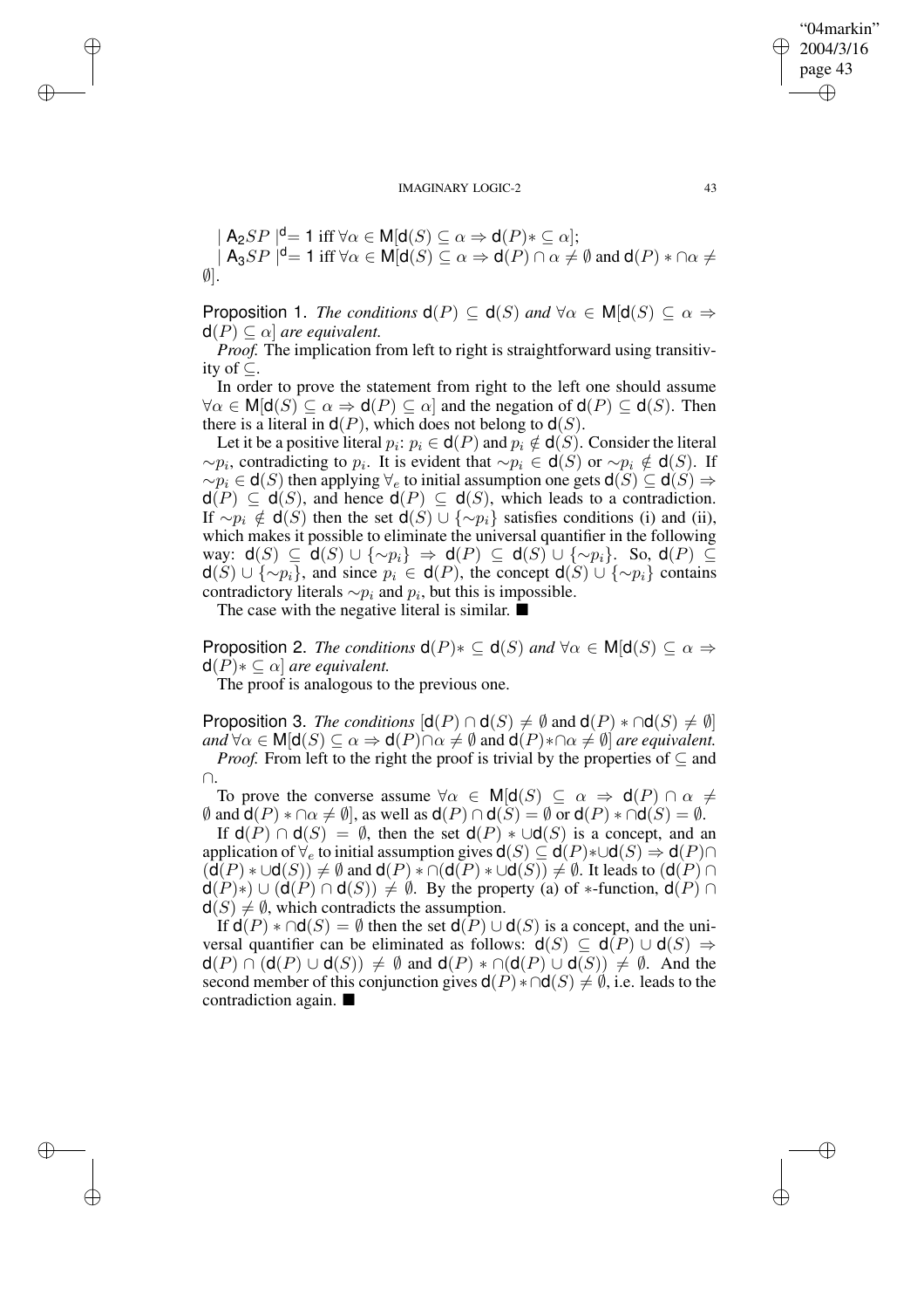$| \mathsf{A}_2 SP |^{\mathsf{d}} = 1$ iff $\forall \alpha \in \mathsf{M}[\mathsf{d}(S) \subseteq \alpha \Rightarrow \mathsf{d}(P)* \subseteq \alpha]$;

$| \mathsf{A}_3 SP |^{\mathsf{d}} = 1$ iff $\forall \alpha \in \mathsf{M}[\mathsf{d}(S) \subseteq \alpha \Rightarrow \mathsf{d}(P) \cap \alpha \neq \emptyset$ and $\mathsf{d}(P) * \cap \alpha \neq \emptyset]$.

Proposition 1. *The conditions* $\mathsf{d}(P) \subseteq \mathsf{d}(S)$ *and* $\forall \alpha \in \mathsf{M}[\mathsf{d}(S) \subseteq \alpha \Rightarrow \mathsf{d}(P) \subseteq \alpha]$ *are equivalent.*

*Proof.* The implication from left to right is straightforward using transitivity of $\subseteq$.

In order to prove the statement from right to the left one should assume $\forall \alpha \in \mathsf{M}[\mathsf{d}(S) \subseteq \alpha \Rightarrow \mathsf{d}(P) \subseteq \alpha]$ and the negation of $\mathsf{d}(P) \subseteq \mathsf{d}(S)$. Then there is a literal in $\mathsf{d}(P)$, which does not belong to $\mathsf{d}(S)$.

Let it be a positive literal $p_i$: $p_i \in \mathsf{d}(P)$ and $p_i \notin \mathsf{d}(S)$. Consider the literal $\sim p_i$, contradicting to $p_i$. It is evident that $\sim p_i \in \mathsf{d}(S)$ or $\sim p_i \notin \mathsf{d}(S)$. If $\sim p_i \in \mathsf{d}(S)$ then applying $\forall_e$ to initial assumption one gets $\mathsf{d}(S) \subseteq \mathsf{d}(S) \Rightarrow \mathsf{d}(P) \subseteq \mathsf{d}(S)$, and hence $\mathsf{d}(P) \subseteq \mathsf{d}(S)$, which leads to a contradiction. If $\sim p_i \notin \mathsf{d}(S)$ then the set $\mathsf{d}(S) \cup \{\sim p_i\}$ satisfies conditions (i) and (ii), which makes it possible to eliminate the universal quantifier in the following way: $\mathsf{d}(S) \subseteq \mathsf{d}(S) \cup \{\sim p_i\} \Rightarrow \mathsf{d}(P) \subseteq \mathsf{d}(S) \cup \{\sim p_i\}$. So, $\mathsf{d}(P) \subseteq \mathsf{d}(S) \cup \{\sim p_i\}$, and since $p_i \in \mathsf{d}(P)$, the concept $\mathsf{d}(S) \cup \{\sim p_i\}$ contains contradictory literals $\sim p_i$ and $p_i$, but this is impossible.

The case with the negative literal is similar. ■

Proposition 2. *The conditions* $\mathsf{d}(P)* \subseteq \mathsf{d}(S)$ *and* $\forall \alpha \in \mathsf{M}[\mathsf{d}(S) \subseteq \alpha \Rightarrow \mathsf{d}(P)* \subseteq \alpha]$ *are equivalent.*

The proof is analogous to the previous one.

Proposition 3. *The conditions* $[\mathsf{d}(P) \cap \mathsf{d}(S) \neq \emptyset$ and $\mathsf{d}(P) * \cap \mathsf{d}(S) \neq \emptyset]$ *and* $\forall \alpha \in \mathsf{M}[\mathsf{d}(S) \subseteq \alpha \Rightarrow \mathsf{d}(P) \cap \alpha \neq \emptyset$ and $\mathsf{d}(P) * \cap \alpha \neq \emptyset]$ *are equivalent.*

*Proof.* From left to the right the proof is trivial by the properties of $\subseteq$ and $\cap$.

To prove the converse assume $\forall \alpha \in \mathsf{M}[\mathsf{d}(S) \subseteq \alpha \Rightarrow \mathsf{d}(P) \cap \alpha \neq \emptyset$ and $\mathsf{d}(P) * \cap \alpha \neq \emptyset]$, as well as $\mathsf{d}(P) \cap \mathsf{d}(S) = \emptyset$ or $\mathsf{d}(P) * \cap \mathsf{d}(S) = \emptyset$.

If $\mathsf{d}(P) \cap \mathsf{d}(S) = \emptyset$, then the set $\mathsf{d}(P) * \cup \mathsf{d}(S)$ is a concept, and an application of $\forall_e$ to initial assumption gives $\mathsf{d}(S) \subseteq \mathsf{d}(P) * \cup \mathsf{d}(S) \Rightarrow \mathsf{d}(P) \cap (\mathsf{d}(P) * \cup \mathsf{d}(S)) \neq \emptyset$ and $\mathsf{d}(P) * \cap (\mathsf{d}(P) * \cup \mathsf{d}(S)) \neq \emptyset$. It leads to $(\mathsf{d}(P) \cap \mathsf{d}(P)*) \cup (\mathsf{d}(P) \cap \mathsf{d}(S)) \neq \emptyset$. By the property (a) of $*$-function, $\mathsf{d}(P) \cap \mathsf{d}(S) \neq \emptyset$, which contradicts the assumption.

If $\mathsf{d}(P) * \cap \mathsf{d}(S) = \emptyset$ then the set $\mathsf{d}(P) \cup \mathsf{d}(S)$ is a concept, and the universal quantifier can be eliminated as follows: $\mathsf{d}(S) \subseteq \mathsf{d}(P) \cup \mathsf{d}(S) \Rightarrow \mathsf{d}(P) \cap (\mathsf{d}(P) \cup \mathsf{d}(S)) \neq \emptyset$ and $\mathsf{d}(P) * \cap (\mathsf{d}(P) \cup \mathsf{d}(S)) \neq \emptyset$. And the second member of this conjunction gives $\mathsf{d}(P) * \cap \mathsf{d}(S) \neq \emptyset$, i.e. leads to the contradiction again. ■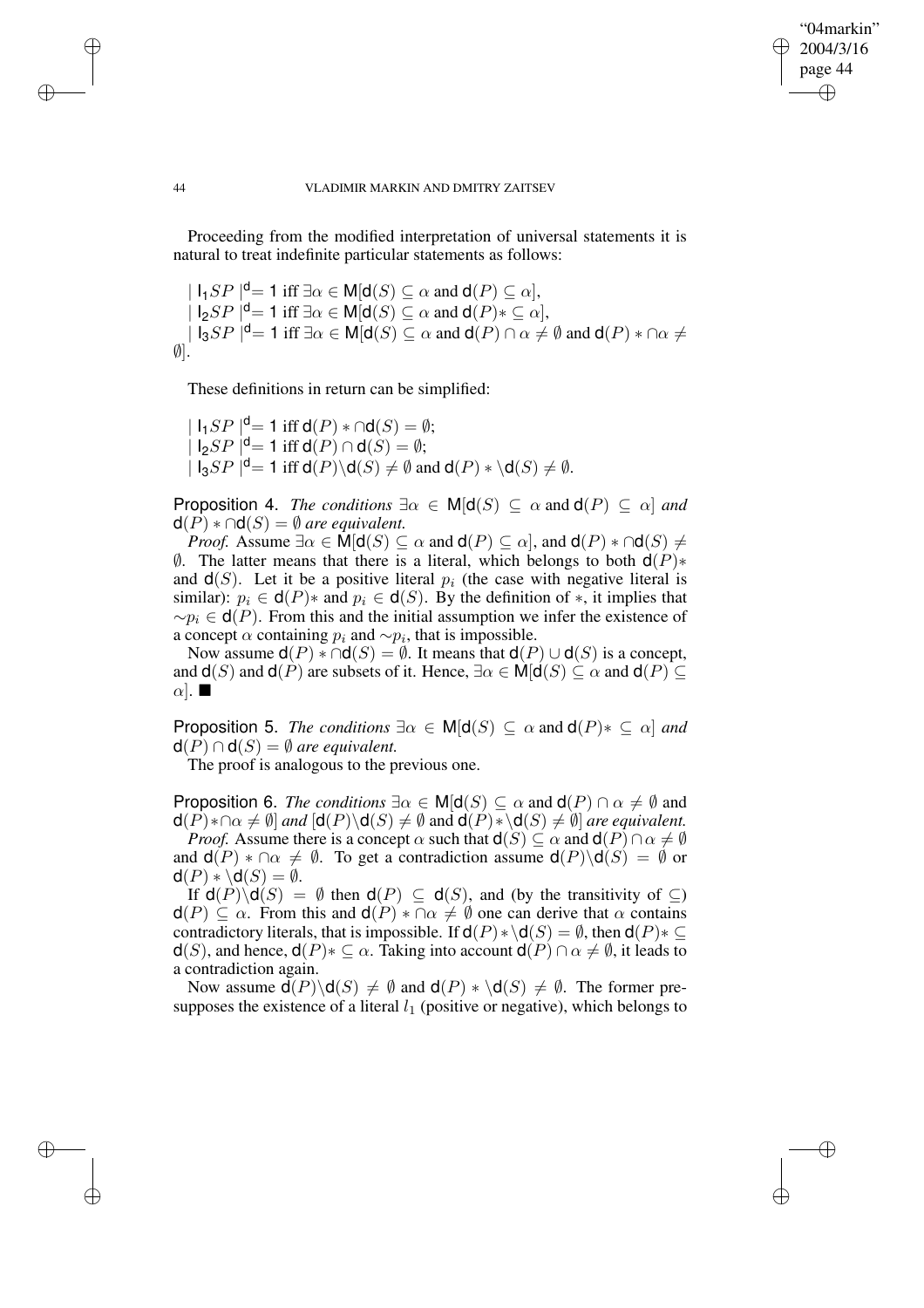Proceeding from the modified interpretation of universal statements it is natural to treat indefinite particular statements as follows:

$| \mathsf{I}_1 SP |^{\mathsf{d}} = 1$ iff $\exists \alpha \in \mathsf{M}[\mathsf{d}(S) \subseteq \alpha$ and $\mathsf{d}(P) \subseteq \alpha]$,
$| \mathsf{I}_2 SP |^{\mathsf{d}} = 1$ iff $\exists \alpha \in \mathsf{M}[\mathsf{d}(S) \subseteq \alpha$ and $\mathsf{d}(P)* \subseteq \alpha]$,
$| \mathsf{I}_3 SP |^{\mathsf{d}} = 1$ iff $\exists \alpha \in \mathsf{M}[\mathsf{d}(S) \subseteq \alpha$ and $\mathsf{d}(P) \cap \alpha \neq \emptyset$ and $\mathsf{d}(P) * \cap \alpha \neq \emptyset]$.

These definitions in return can be simplified:

$| \mathsf{I}_1 SP |^{\mathsf{d}} = 1$ iff $\mathsf{d}(P) * \cap \mathsf{d}(S) = \emptyset$;
$| \mathsf{I}_2 SP |^{\mathsf{d}} = 1$ iff $\mathsf{d}(P) \cap \mathsf{d}(S) = \emptyset$;
$| \mathsf{I}_3 SP |^{\mathsf{d}} = 1$ iff $\mathsf{d}(P) \backslash \mathsf{d}(S) \neq \emptyset$ and $\mathsf{d}(P) * \backslash \mathsf{d}(S) \neq \emptyset$.

**Proposition 4.** *The conditions* $\exists \alpha \in \mathsf{M}[\mathsf{d}(S) \subseteq \alpha$ and $\mathsf{d}(P) \subseteq \alpha]$ *and* $\mathsf{d}(P) * \cap \mathsf{d}(S) = \emptyset$ *are equivalent.*

*Proof.* Assume $\exists \alpha \in \mathsf{M}[\mathsf{d}(S) \subseteq \alpha$ and $\mathsf{d}(P) \subseteq \alpha]$, and $\mathsf{d}(P) * \cap \mathsf{d}(S) \neq \emptyset$. The latter means that there is a literal, which belongs to both $\mathsf{d}(P)*$ and $\mathsf{d}(S)$. Let it be a positive literal $p_i$ (the case with negative literal is similar): $p_i \in \mathsf{d}(P)*$ and $p_i \in \mathsf{d}(S)$. By the definition of $*$, it implies that $\sim p_i \in \mathsf{d}(P)$. From this and the initial assumption we infer the existence of a concept $\alpha$ containing $p_i$ and $\sim p_i$, that is impossible.

Now assume $\mathsf{d}(P) * \cap \mathsf{d}(S) = \emptyset$. It means that $\mathsf{d}(P) \cup \mathsf{d}(S)$ is a concept, and $\mathsf{d}(S)$ and $\mathsf{d}(P)$ are subsets of it. Hence, $\exists \alpha \in \mathsf{M}[\mathsf{d}(S) \subseteq \alpha$ and $\mathsf{d}(P) \subseteq \alpha]$. ■

**Proposition 5.** *The conditions* $\exists \alpha \in \mathsf{M}[\mathsf{d}(S) \subseteq \alpha$ and $\mathsf{d}(P)* \subseteq \alpha]$ *and* $\mathsf{d}(P) \cap \mathsf{d}(S) = \emptyset$ *are equivalent.*

The proof is analogous to the previous one.

**Proposition 6.** *The conditions* $\exists \alpha \in \mathsf{M}[\mathsf{d}(S) \subseteq \alpha$ and $\mathsf{d}(P) \cap \alpha \neq \emptyset$ and $\mathsf{d}(P)* \cap \alpha \neq \emptyset]$ *and* $[\mathsf{d}(P) \backslash \mathsf{d}(S) \neq \emptyset$ and $\mathsf{d}(P) * \backslash \mathsf{d}(S) \neq \emptyset]$ *are equivalent.*

*Proof.* Assume there is a concept $\alpha$ such that $\mathsf{d}(S) \subseteq \alpha$ and $\mathsf{d}(P) \cap \alpha \neq \emptyset$ and $\mathsf{d}(P) * \cap \alpha \neq \emptyset$. To get a contradiction assume $\mathsf{d}(P) \backslash \mathsf{d}(S) = \emptyset$ or $\mathsf{d}(P) * \backslash \mathsf{d}(S) = \emptyset$.

If $\mathsf{d}(P) \backslash \mathsf{d}(S) = \emptyset$ then $\mathsf{d}(P) \subseteq \mathsf{d}(S)$, and (by the transitivity of $\subseteq$) $\mathsf{d}(P) \subseteq \alpha$. From this and $\mathsf{d}(P) * \cap \alpha \neq \emptyset$ one can derive that $\alpha$ contains contradictory literals, that is impossible. If $\mathsf{d}(P) * \backslash \mathsf{d}(S) = \emptyset$, then $\mathsf{d}(P)* \subseteq \mathsf{d}(S)$, and hence, $\mathsf{d}(P)* \subseteq \alpha$. Taking into account $\mathsf{d}(P) \cap \alpha \neq \emptyset$, it leads to a contradiction again.

Now assume $\mathsf{d}(P) \backslash \mathsf{d}(S) \neq \emptyset$ and $\mathsf{d}(P) * \backslash \mathsf{d}(S) \neq \emptyset$. The former presupposes the existence of a literal $l_1$ (positive or negative), which belongs to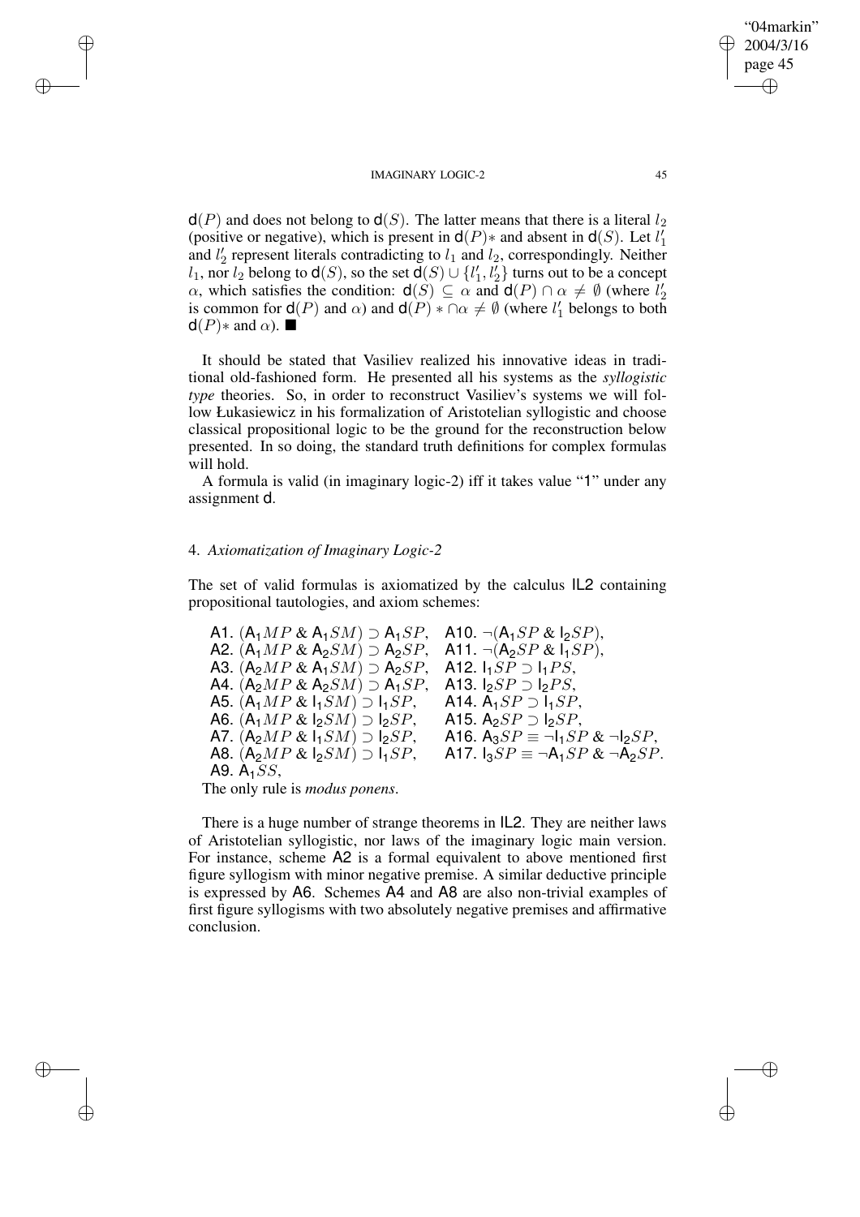$\mathsf{d}(P)$ and does not belong to $\mathsf{d}(S)$. The latter means that there is a literal $l_2$ (positive or negative), which is present in $\mathsf{d}(P)*$ and absent in $\mathsf{d}(S)$. Let $l_1'$ and $l_2'$ represent literals contradicting to $l_1$ and $l_2$, correspondingly. Neither $l_1$, nor $l_2$ belong to $\mathsf{d}(S)$, so the set $\mathsf{d}(S) \cup \{l_1', l_2'\}$ turns out to be a concept $\alpha$, which satisfies the condition: $\mathsf{d}(S) \subseteq \alpha$ and $\mathsf{d}(P) \cap \alpha \neq \emptyset$ (where $l_2'$ is common for $\mathsf{d}(P)$ and $\alpha$) and $\mathsf{d}(P) * \cap \alpha \neq \emptyset$ (where $l_1'$ belongs to both $\mathsf{d}(P)*$ and $\alpha$). ■

It should be stated that Vasiliev realized his innovative ideas in traditional old-fashioned form. He presented all his systems as the *syllogistic type* theories. So, in order to reconstruct Vasiliev's systems we will follow Łukasiewicz in his formalization of Aristotelian syllogistic and choose classical propositional logic to be the ground for the reconstruction below presented. In so doing, the standard truth definitions for complex formulas will hold.

A formula is valid (in imaginary logic-2) iff it takes value "1" under any assignment $\mathsf{d}$.

## 4. *Axiomatization of Imaginary Logic-2*

The set of valid formulas is axiomatized by the calculus IL2 containing propositional tautologies, and axiom schemes:

A1. $(\mathsf{A}_1 MP \,\&\, \mathsf{A}_1 SM) \supset \mathsf{A}_1 SP$,
A2. $(\mathsf{A}_1 MP \,\&\, \mathsf{A}_2 SM) \supset \mathsf{A}_2 SP$,
A3. $(\mathsf{A}_2 MP \,\&\, \mathsf{A}_1 SM) \supset \mathsf{A}_2 SP$,
A4. $(\mathsf{A}_2 MP \,\&\, \mathsf{A}_2 SM) \supset \mathsf{A}_1 SP$,
A5. $(\mathsf{A}_1 MP \,\&\, \mathsf{I}_1 SM) \supset \mathsf{I}_1 SP$,
A6. $(\mathsf{A}_1 MP \,\&\, \mathsf{I}_2 SM) \supset \mathsf{I}_2 SP$,
A7. $(\mathsf{A}_2 MP \,\&\, \mathsf{I}_1 SM) \supset \mathsf{I}_2 SP$,
A8. $(\mathsf{A}_2 MP \,\&\, \mathsf{I}_2 SM) \supset \mathsf{I}_1 SP$,
A9. $\mathsf{A}_1 SS$,
A10. $\neg(\mathsf{A}_1 SP \,\&\, \mathsf{I}_2 SP)$,
A11. $\neg(\mathsf{A}_2 SP \,\&\, \mathsf{I}_1 SP)$,
A12. $\mathsf{I}_1 SP \supset \mathsf{I}_1 PS$,
A13. $\mathsf{I}_2 SP \supset \mathsf{I}_2 PS$,
A14. $\mathsf{A}_1 SP \supset \mathsf{I}_1 SP$,
A15. $\mathsf{A}_2 SP \supset \mathsf{I}_2 SP$,
A16. $\mathsf{A}_3 SP \equiv \neg\mathsf{I}_1 SP \,\&\, \neg\mathsf{I}_2 SP$,
A17. $\mathsf{I}_3 SP \equiv \neg\mathsf{A}_1 SP \,\&\, \neg\mathsf{A}_2 SP$.

The only rule is *modus ponens*.

There is a huge number of strange theorems in IL2. They are neither laws of Aristotelian syllogistic, nor laws of the imaginary logic main version. For instance, scheme A2 is a formal equivalent to above mentioned first figure syllogism with minor negative premise. A similar deductive principle is expressed by A6. Schemes A4 and A8 are also non-trivial examples of first figure syllogisms with two absolutely negative premises and affirmative conclusion.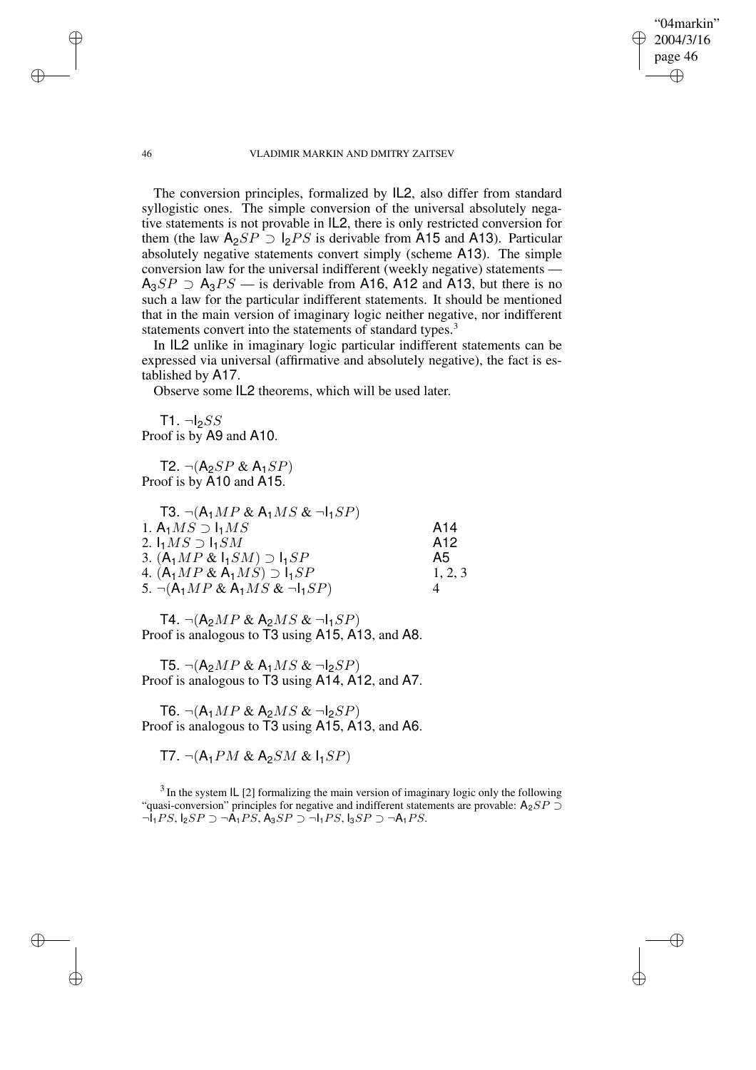The conversion principles, formalized by IL2, also differ from standard syllogistic ones. The simple conversion of the universal absolutely negative statements is not provable in IL2, there is only restricted conversion for them (the law $\mathsf{A}_2SP \supset \mathsf{I}_2PS$ is derivable from A15 and A13). Particular absolutely negative statements convert simply (scheme A13). The simple conversion law for the universal indifferent (weekly negative) statements — $\mathsf{A}_3SP \supset \mathsf{A}_3PS$ — is derivable from A16, A12 and A13, but there is no such a law for the particular indifferent statements. It should be mentioned that in the main version of imaginary logic neither negative, nor indifferent statements convert into the statements of standard types.[3]

In IL2 unlike in imaginary logic particular indifferent statements can be expressed via universal (affirmative and absolutely negative), the fact is established by A17.

Observe some IL2 theorems, which will be used later.

T1. $\neg \mathsf{I}_2SS$
Proof is by A9 and A10.

T2. $\neg(\mathsf{A}_2SP \,\&\, \mathsf{A}_1SP)$
Proof is by A10 and A15.

T3. $\neg(\mathsf{A}_1MP \,\&\, \mathsf{A}_1MS \,\&\, \neg \mathsf{I}_1SP)$

| | | |
|---|---|---|
| 1. | $\mathsf{A}_1MS \supset \mathsf{I}_1MS$ | A14 |
| 2. | $\mathsf{I}_1MS \supset \mathsf{I}_1SM$ | A12 |
| 3. | $(\mathsf{A}_1MP \,\&\, \mathsf{I}_1SM) \supset \mathsf{I}_1SP$ | A5 |
| 4. | $(\mathsf{A}_1MP \,\&\, \mathsf{A}_1MS) \supset \mathsf{I}_1SP$ | 1, 2, 3 |
| 5. | $\neg(\mathsf{A}_1MP \,\&\, \mathsf{A}_1MS \,\&\, \neg \mathsf{I}_1SP)$ | 4 |

T4. $\neg(\mathsf{A}_2MP \,\&\, \mathsf{A}_2MS \,\&\, \neg \mathsf{I}_1SP)$
Proof is analogous to T3 using A15, A13, and A8.

T5. $\neg(\mathsf{A}_2MP \,\&\, \mathsf{A}_1MS \,\&\, \neg \mathsf{I}_2SP)$
Proof is analogous to T3 using A14, A12, and A7.

T6. $\neg(\mathsf{A}_1MP \,\&\, \mathsf{A}_2MS \,\&\, \neg \mathsf{I}_2SP)$
Proof is analogous to T3 using A15, A13, and A6.

T7. $\neg(\mathsf{A}_1PM \,\&\, \mathsf{A}_2SM \,\&\, \mathsf{I}_1SP)$

[3] In the system IL [2] formalizing the main version of imaginary logic only the following "quasi-conversion" principles for negative and indifferent statements are provable: $\mathsf{A}_2SP \supset \neg \mathsf{I}_1PS$, $\mathsf{I}_2SP \supset \neg \mathsf{A}_1PS$, $\mathsf{A}_3SP \supset \neg \mathsf{I}_1PS$, $\mathsf{I}_3SP \supset \neg \mathsf{A}_1PS$.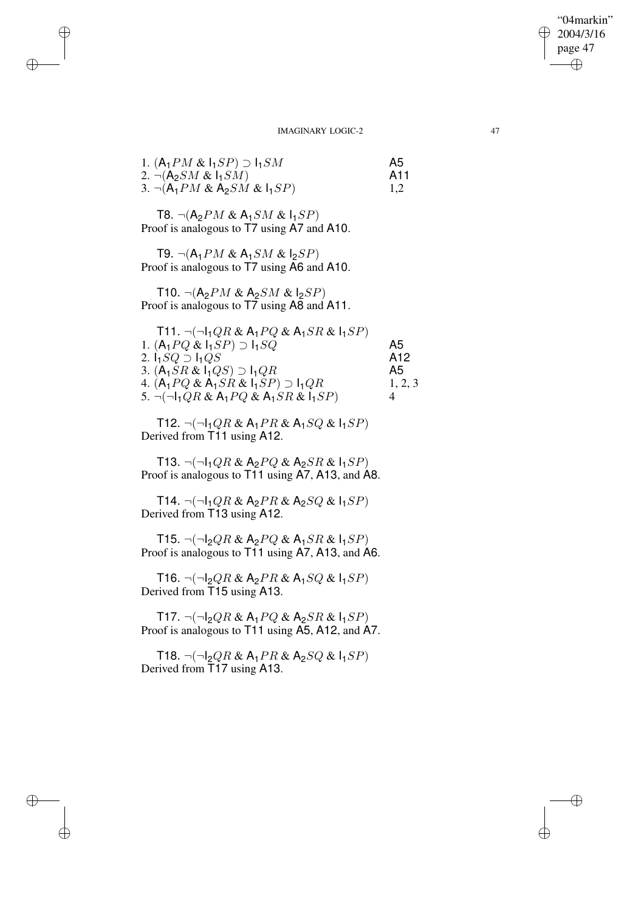| | | |
|---|---|---|
| 1. | $(\mathsf{A}_1 PM \;\&\; \mathsf{I}_1 SP) \supset \mathsf{I}_1 SM$ | A5 |
| 2. | $\neg(\mathsf{A}_2 SM \;\&\; \mathsf{I}_1 SM)$ | A11 |
| 3. | $\neg(\mathsf{A}_1 PM \;\&\; \mathsf{A}_2 SM \;\&\; \mathsf{I}_1 SP)$ | 1,2 |

T8. $\neg(\mathsf{A}_2 PM \;\&\; \mathsf{A}_1 SM \;\&\; \mathsf{I}_1 SP)$
Proof is analogous to T7 using A7 and A10.

T9. $\neg(\mathsf{A}_1 PM \;\&\; \mathsf{A}_1 SM \;\&\; \mathsf{I}_2 SP)$
Proof is analogous to T7 using A6 and A10.

T10. $\neg(\mathsf{A}_2 PM \;\&\; \mathsf{A}_2 SM \;\&\; \mathsf{I}_2 SP)$
Proof is analogous to T7 using A8 and A11.

T11. $\neg(\neg \mathsf{I}_1 QR \;\&\; \mathsf{A}_1 PQ \;\&\; \mathsf{A}_1 SR \;\&\; \mathsf{I}_1 SP)$

| | | |
|---|---|---|
| 1. | $(\mathsf{A}_1 PQ \;\&\; \mathsf{I}_1 SP) \supset \mathsf{I}_1 SQ$ | A5 |
| 2. | $\mathsf{I}_1 SQ \supset \mathsf{I}_1 QS$ | A12 |
| 3. | $(\mathsf{A}_1 SR \;\&\; \mathsf{I}_1 QS) \supset \mathsf{I}_1 QR$ | A5 |
| 4. | $(\mathsf{A}_1 PQ \;\&\; \mathsf{A}_1 SR \;\&\; \mathsf{I}_1 SP) \supset \mathsf{I}_1 QR$ | 1, 2, 3 |
| 5. | $\neg(\neg \mathsf{I}_1 QR \;\&\; \mathsf{A}_1 PQ \;\&\; \mathsf{A}_1 SR \;\&\; \mathsf{I}_1 SP)$ | 4 |

T12. $\neg(\neg \mathsf{I}_1 QR \;\&\; \mathsf{A}_1 PR \;\&\; \mathsf{A}_1 SQ \;\&\; \mathsf{I}_1 SP)$
Derived from T11 using A12.

T13. $\neg(\neg \mathsf{I}_1 QR \;\&\; \mathsf{A}_2 PQ \;\&\; \mathsf{A}_2 SR \;\&\; \mathsf{I}_1 SP)$
Proof is analogous to T11 using A7, A13, and A8.

T14. $\neg(\neg \mathsf{I}_1 QR \;\&\; \mathsf{A}_2 PR \;\&\; \mathsf{A}_2 SQ \;\&\; \mathsf{I}_1 SP)$
Derived from T13 using A12.

T15. $\neg(\neg \mathsf{I}_2 QR \;\&\; \mathsf{A}_2 PQ \;\&\; \mathsf{A}_1 SR \;\&\; \mathsf{I}_1 SP)$
Proof is analogous to T11 using A7, A13, and A6.

T16. $\neg(\neg \mathsf{I}_2 QR \;\&\; \mathsf{A}_2 PR \;\&\; \mathsf{A}_1 SQ \;\&\; \mathsf{I}_1 SP)$
Derived from T15 using A13.

T17. $\neg(\neg \mathsf{I}_2 QR \;\&\; \mathsf{A}_1 PQ \;\&\; \mathsf{A}_2 SR \;\&\; \mathsf{I}_1 SP)$
Proof is analogous to T11 using A5, A12, and A7.

T18. $\neg(\neg \mathsf{I}_2 QR \;\&\; \mathsf{A}_1 PR \;\&\; \mathsf{A}_2 SQ \;\&\; \mathsf{I}_1 SP)$
Derived from T17 using A13.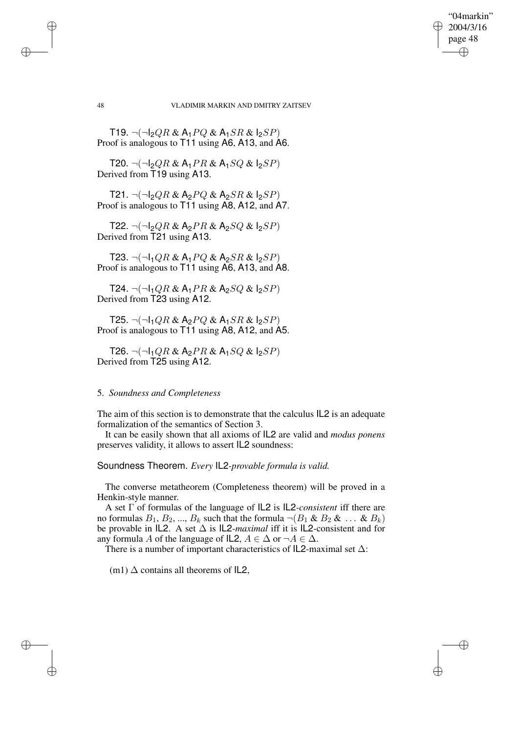T19. $\neg(\neg \mathsf{I}_2 QR \,\&\, \mathsf{A}_1 PQ \,\&\, \mathsf{A}_1 SR \,\&\, \mathsf{I}_2 SP)$
Proof is analogous to T11 using A6, A13, and A6.

T20. $\neg(\neg \mathsf{I}_2 QR \,\&\, \mathsf{A}_1 PR \,\&\, \mathsf{A}_1 SQ \,\&\, \mathsf{I}_2 SP)$
Derived from T19 using A13.

T21. $\neg(\neg \mathsf{I}_2 QR \,\&\, \mathsf{A}_2 PQ \,\&\, \mathsf{A}_2 SR \,\&\, \mathsf{I}_2 SP)$
Proof is analogous to T11 using A8, A12, and A7.

T22. $\neg(\neg \mathsf{I}_2 QR \,\&\, \mathsf{A}_2 PR \,\&\, \mathsf{A}_2 SQ \,\&\, \mathsf{I}_2 SP)$
Derived from T21 using A13.

T23. $\neg(\neg \mathsf{I}_1 QR \,\&\, \mathsf{A}_1 PQ \,\&\, \mathsf{A}_2 SR \,\&\, \mathsf{I}_2 SP)$
Proof is analogous to T11 using A6, A13, and A8.

T24. $\neg(\neg \mathsf{I}_1 QR \,\&\, \mathsf{A}_1 PR \,\&\, \mathsf{A}_2 SQ \,\&\, \mathsf{I}_2 SP)$
Derived from T23 using A12.

T25. $\neg(\neg \mathsf{I}_1 QR \,\&\, \mathsf{A}_2 PQ \,\&\, \mathsf{A}_1 SR \,\&\, \mathsf{I}_2 SP)$
Proof is analogous to T11 using A8, A12, and A5.

T26. $\neg(\neg \mathsf{I}_1 QR \,\&\, \mathsf{A}_2 PR \,\&\, \mathsf{A}_1 SQ \,\&\, \mathsf{I}_2 SP)$
Derived from T25 using A12.

## 5. *Soundness and Completeness*

The aim of this section is to demonstrate that the calculus IL2 is an adequate formalization of the semantics of Section 3.

It can be easily shown that all axioms of IL2 are valid and *modus ponens* preserves validity, it allows to assert IL2 soundness:

Soundness Theorem. *Every* IL2*-provable formula is valid.*

The converse metatheorem (Completeness theorem) will be proved in a Henkin-style manner.

A set $\Gamma$ of formulas of the language of IL2 is IL2*-consistent* iff there are no formulas $B_1$, $B_2$, ..., $B_k$ such that the formula $\neg(B_1 \,\&\, B_2 \,\&\, \dots \,\&\, B_k)$ be provable in IL2. A set $\Delta$ is IL2*-maximal* iff it is IL2-consistent and for any formula $A$ of the language of IL2, $A \in \Delta$ or $\neg A \in \Delta$.

There is a number of important characteristics of IL2-maximal set $\Delta$:

(m1) $\Delta$ contains all theorems of IL2,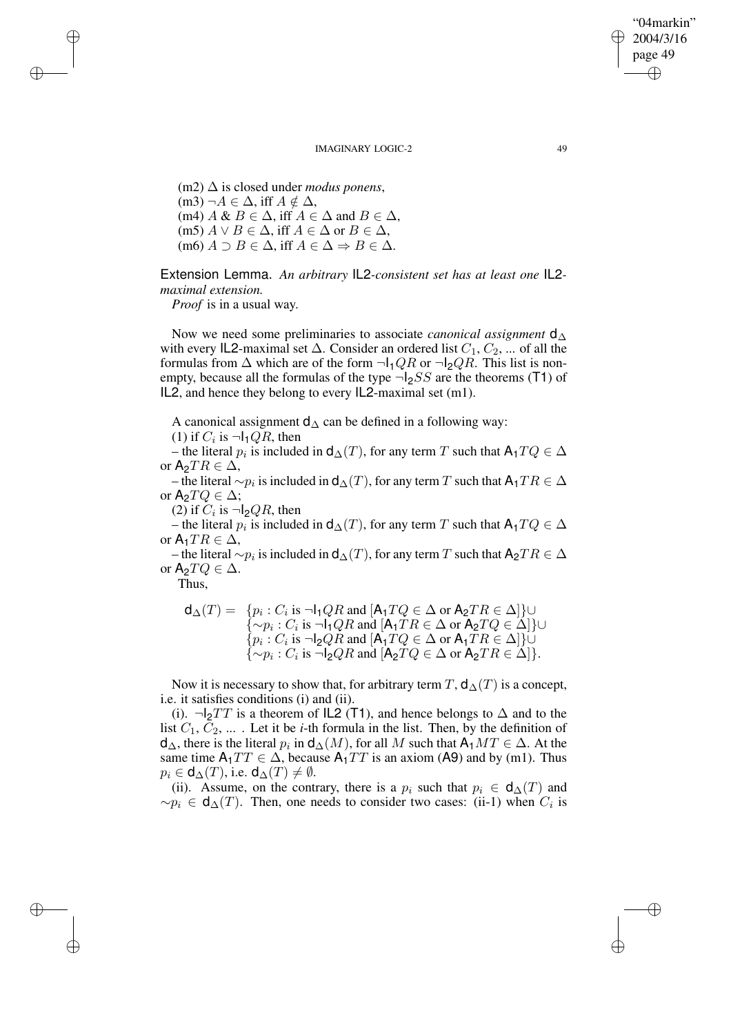(m2) $\Delta$ is closed under *modus ponens*,
(m3) $\neg A \in \Delta$, iff $A \notin \Delta$,
(m4) $A \,\&\, B \in \Delta$, iff $A \in \Delta$ and $B \in \Delta$,
(m5) $A \vee B \in \Delta$, iff $A \in \Delta$ or $B \in \Delta$,
(m6) $A \supset B \in \Delta$, iff $A \in \Delta \Rightarrow B \in \Delta$.

Extension Lemma. *An arbitrary* IL2*-consistent set has at least one* IL2*-maximal extension.*

*Proof* is in a usual way.

Now we need some preliminaries to associate *canonical assignment* $\mathsf{d}_\Delta$ with every IL2-maximal set $\Delta$. Consider an ordered list $C_1, C_2, \ldots$ of all the formulas from $\Delta$ which are of the form $\neg \mathsf{I}_1 QR$ or $\neg \mathsf{I}_2 QR$. This list is non-empty, because all the formulas of the type $\neg \mathsf{I}_2 SS$ are the theorems (T1) of IL2, and hence they belong to every IL2-maximal set (m1).

A canonical assignment $\mathsf{d}_\Delta$ can be defined in a following way:

(1) if $C_i$ is $\neg \mathsf{I}_1 QR$, then

– the literal $p_i$ is included in $\mathsf{d}_\Delta(T)$, for any term $T$ such that $\mathsf{A}_1 TQ \in \Delta$ or $\mathsf{A}_2 TR \in \Delta$,

– the literal $\sim p_i$ is included in $\mathsf{d}_\Delta(T)$, for any term $T$ such that $\mathsf{A}_1 TR \in \Delta$ or $\mathsf{A}_2 TQ \in \Delta$;

(2) if $C_i$ is $\neg \mathsf{I}_2 QR$, then

– the literal $p_i$ is included in $\mathsf{d}_\Delta(T)$, for any term $T$ such that $\mathsf{A}_1 TQ \in \Delta$ or $\mathsf{A}_1 TR \in \Delta$,

– the literal $\sim p_i$ is included in $\mathsf{d}_\Delta(T)$, for any term $T$ such that $\mathsf{A}_2 TR \in \Delta$ or $\mathsf{A}_2 TQ \in \Delta$.

Thus,

$$
\begin{aligned}
\mathsf{d}_\Delta(T) = \; & \{p_i : C_i \text{ is } \neg \mathsf{I}_1 QR \text{ and } [\mathsf{A}_1 TQ \in \Delta \text{ or } \mathsf{A}_2 TR \in \Delta]\} \cup \\
& \{\sim p_i : C_i \text{ is } \neg \mathsf{I}_1 QR \text{ and } [\mathsf{A}_1 TR \in \Delta \text{ or } \mathsf{A}_2 TQ \in \Delta]\} \cup \\
& \{p_i : C_i \text{ is } \neg \mathsf{I}_2 QR \text{ and } [\mathsf{A}_1 TQ \in \Delta \text{ or } \mathsf{A}_1 TR \in \Delta]\} \cup \\
& \{\sim p_i : C_i \text{ is } \neg \mathsf{I}_2 QR \text{ and } [\mathsf{A}_2 TQ \in \Delta \text{ or } \mathsf{A}_2 TR \in \Delta]\}.
\end{aligned}
$$

Now it is necessary to show that, for arbitrary term $T$, $\mathsf{d}_\Delta(T)$ is a concept, i.e. it satisfies conditions (i) and (ii).

(i). $\neg \mathsf{I}_2 TT$ is a theorem of IL2 (T1), and hence belongs to $\Delta$ and to the list $C_1, C_2, \ldots$ . Let it be *i*-th formula in the list. Then, by the definition of $\mathsf{d}_\Delta$, there is the literal $p_i$ in $\mathsf{d}_\Delta(M)$, for all $M$ such that $\mathsf{A}_1 MT \in \Delta$. At the same time $\mathsf{A}_1 TT \in \Delta$, because $\mathsf{A}_1 TT$ is an axiom (A9) and by (m1). Thus $p_i \in \mathsf{d}_\Delta(T)$, i.e. $\mathsf{d}_\Delta(T) \neq \emptyset$.

(ii). Assume, on the contrary, there is a $p_i$ such that $p_i \in \mathsf{d}_\Delta(T)$ and $\sim p_i \in \mathsf{d}_\Delta(T)$. Then, one needs to consider two cases: (ii-1) when $C_i$ is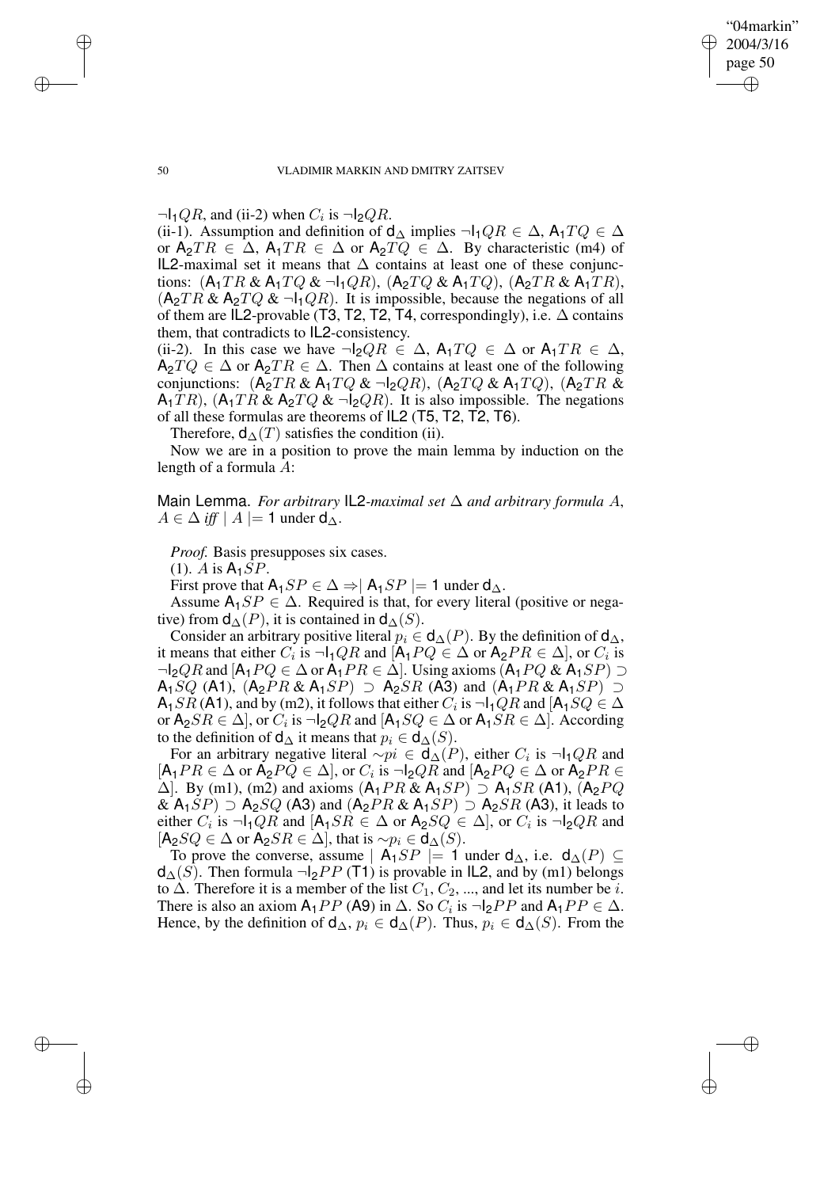$\neg\mathsf{I}_1 QR$, and (ii-2) when $C_i$ is $\neg\mathsf{I}_2 QR$.

(ii-1). Assumption and definition of $\mathsf{d}_\Delta$ implies $\neg\mathsf{I}_1 QR \in \Delta$, $\mathsf{A}_1 TQ \in \Delta$ or $\mathsf{A}_2 TR \in \Delta$, $\mathsf{A}_1 TR \in \Delta$ or $\mathsf{A}_2 TQ \in \Delta$. By characteristic (m4) of IL2-maximal set it means that $\Delta$ contains at least one of these conjunctions: $(\mathsf{A}_1 TR \,\&\, \mathsf{A}_1 TQ \,\&\, \neg\mathsf{I}_1 QR)$, $(\mathsf{A}_2 TQ \,\&\, \mathsf{A}_1 TQ)$, $(\mathsf{A}_2 TR \,\&\, \mathsf{A}_1 TR)$, $(\mathsf{A}_2 TR \,\&\, \mathsf{A}_2 TQ \,\&\, \neg\mathsf{I}_1 QR)$. It is impossible, because the negations of all of them are IL2-provable (T3, T2, T2, T4, correspondingly), i.e. $\Delta$ contains them, that contradicts to IL2-consistency.

(ii-2). In this case we have $\neg\mathsf{I}_2 QR \in \Delta$, $\mathsf{A}_1 TQ \in \Delta$ or $\mathsf{A}_1 TR \in \Delta$, $\mathsf{A}_2 TQ \in \Delta$ or $\mathsf{A}_2 TR \in \Delta$. Then $\Delta$ contains at least one of the following conjunctions: $(\mathsf{A}_2 TR \,\&\, \mathsf{A}_1 TQ \,\&\, \neg\mathsf{I}_2 QR)$, $(\mathsf{A}_2 TQ \,\&\, \mathsf{A}_1 TQ)$, $(\mathsf{A}_2 TR \,\&\, \mathsf{A}_1 TR)$, $(\mathsf{A}_1 TR \,\&\, \mathsf{A}_2 TQ \,\&\, \neg\mathsf{I}_2 QR)$. It is also impossible. The negations of all these formulas are theorems of IL2 (T5, T2, T2, T6).

Therefore, $\mathsf{d}_\Delta(T)$ satisfies the condition (ii).

Now we are in a position to prove the main lemma by induction on the length of a formula $A$:

**Main Lemma.** *For arbitrary* IL2*-maximal set* $\Delta$ *and arbitrary formula* $A$, $A \in \Delta$ *iff* $\mid A \mid= 1$ under $\mathsf{d}_\Delta$.

*Proof.* Basis presupposes six cases.

(1). $A$ is $\mathsf{A}_1 SP$.

First prove that $\mathsf{A}_1 SP \in \Delta \Rightarrow \mid \mathsf{A}_1 SP \mid= 1$ under $\mathsf{d}_\Delta$.

Assume $\mathsf{A}_1 SP \in \Delta$. Required is that, for every literal (positive or negative) from $\mathsf{d}_\Delta(P)$, it is contained in $\mathsf{d}_\Delta(S)$.

Consider an arbitrary positive literal $p_i \in \mathsf{d}_\Delta(P)$. By the definition of $\mathsf{d}_\Delta$, it means that either $C_i$ is $\neg\mathsf{I}_1 QR$ and $[\mathsf{A}_1 PQ \in \Delta$ or $\mathsf{A}_2 PR \in \Delta]$, or $C_i$ is $\neg\mathsf{I}_2 QR$ and $[\mathsf{A}_1 PQ \in \Delta$ or $\mathsf{A}_1 PR \in \Delta]$. Using axioms $(\mathsf{A}_1 PQ \,\&\, \mathsf{A}_1 SP) \supset \mathsf{A}_1 SQ$ (A1), $(\mathsf{A}_2 PR \,\&\, \mathsf{A}_1 SP) \supset \mathsf{A}_2 SR$ (A3) and $(\mathsf{A}_1 PR \,\&\, \mathsf{A}_1 SP) \supset \mathsf{A}_1 SR$ (A1), and by (m2), it follows that either $C_i$ is $\neg\mathsf{I}_1 QR$ and $[\mathsf{A}_1 SQ \in \Delta$ or $\mathsf{A}_2 SR \in \Delta]$, or $C_i$ is $\neg\mathsf{I}_2 QR$ and $[\mathsf{A}_1 SQ \in \Delta$ or $\mathsf{A}_1 SR \in \Delta]$. According to the definition of $\mathsf{d}_\Delta$ it means that $p_i \in \mathsf{d}_\Delta(S)$.

For an arbitrary negative literal $\sim pi \in \mathsf{d}_\Delta(P)$, either $C_i$ is $\neg\mathsf{I}_1 QR$ and $[\mathsf{A}_1 PR \in \Delta$ or $\mathsf{A}_2 PQ \in \Delta]$, or $C_i$ is $\neg\mathsf{I}_2 QR$ and $[\mathsf{A}_2 PQ \in \Delta$ or $\mathsf{A}_2 PR \in \Delta]$. By (m1), (m2) and axioms $(\mathsf{A}_1 PR \,\&\, \mathsf{A}_1 SP) \supset \mathsf{A}_1 SR$ (A1), $(\mathsf{A}_2 PQ \,\&\, \mathsf{A}_1 SP) \supset \mathsf{A}_2 SQ$ (A3) and $(\mathsf{A}_2 PR \,\&\, \mathsf{A}_1 SP) \supset \mathsf{A}_2 SR$ (A3), it leads to either $C_i$ is $\neg\mathsf{I}_1 QR$ and $[\mathsf{A}_1 SR \in \Delta$ or $\mathsf{A}_2 SQ \in \Delta]$, or $C_i$ is $\neg\mathsf{I}_2 QR$ and $[\mathsf{A}_2 SQ \in \Delta$ or $\mathsf{A}_2 SR \in \Delta]$, that is $\sim p_i \in \mathsf{d}_\Delta(S)$.

To prove the converse, assume $\mid \mathsf{A}_1 SP \mid= 1$ under $\mathsf{d}_\Delta$, i.e. $\mathsf{d}_\Delta(P) \subseteq \mathsf{d}_\Delta(S)$. Then formula $\neg\mathsf{I}_2 PP$ (T1) is provable in IL2, and by (m1) belongs to $\Delta$. Therefore it is a member of the list $C_1, C_2, \ldots$, and let its number be $i$. There is also an axiom $\mathsf{A}_1 PP$ (A9) in $\Delta$. So $C_i$ is $\neg\mathsf{I}_2 PP$ and $\mathsf{A}_1 PP \in \Delta$. Hence, by the definition of $\mathsf{d}_\Delta$, $p_i \in \mathsf{d}_\Delta(P)$. Thus, $p_i \in \mathsf{d}_\Delta(S)$. From the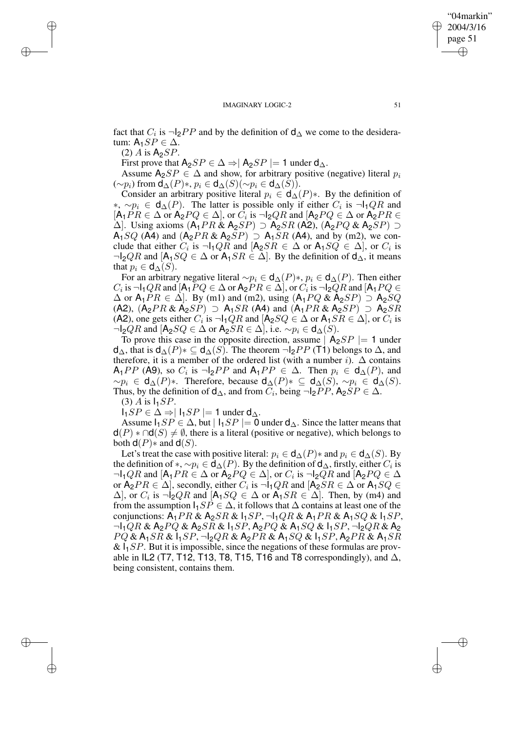fact that $C_i$ is $\neg \mathsf{I}_2 PP$ and by the definition of $\mathsf{d}_\Delta$ we come to the desideratum: $\mathsf{A}_1 SP \in \Delta$.

(2) $A$ is $\mathsf{A}_2 SP$.

First prove that $\mathsf{A}_2 SP \in \Delta \Rightarrow \mid \mathsf{A}_2 SP \models 1$ under $\mathsf{d}_\Delta$.

Assume $\mathsf{A}_2 SP \in \Delta$ and show, for arbitrary positive (negative) literal $p_i$ $(\sim p_i)$ from $\mathsf{d}_\Delta(P)*$, $p_i \in \mathsf{d}_\Delta(S) (\sim p_i \in \mathsf{d}_\Delta(S))$.

Consider an arbitrary positive literal $p_i \in \mathsf{d}_\Delta(P)*$. By the definition of $*$, $\sim p_i \in \mathsf{d}_\Delta(P)$. The latter is possible only if either $C_i$ is $\neg \mathsf{I}_1 QR$ and $[\mathsf{A}_1 PR \in \Delta$ or $\mathsf{A}_2 PQ \in \Delta]$, or $C_i$ is $\neg \mathsf{I}_2 QR$ and $[\mathsf{A}_2 PQ \in \Delta$ or $\mathsf{A}_2 PR \in \Delta]$. Using axioms $(\mathsf{A}_1 PR \,\&\, \mathsf{A}_2 SP) \supset \mathsf{A}_2 SR$ (A2), $(\mathsf{A}_2 PQ \,\&\, \mathsf{A}_2 SP) \supset \mathsf{A}_1 SQ$ (A4) and $(\mathsf{A}_2 PR \,\&\, \mathsf{A}_2 SP) \supset \mathsf{A}_1 SR$ (A4), and by (m2), we conclude that either $C_i$ is $\neg \mathsf{I}_1 QR$ and $[\mathsf{A}_2 SR \in \Delta$ or $\mathsf{A}_1 SQ \in \Delta]$, or $C_i$ is $\neg \mathsf{I}_2 QR$ and $[\mathsf{A}_1 SQ \in \Delta$ or $\mathsf{A}_1 SR \in \Delta]$. By the definition of $\mathsf{d}_\Delta$, it means that $p_i \in \mathsf{d}_\Delta(S)$.

For an arbitrary negative literal $\sim p_i \in \mathsf{d}_\Delta(P)*$, $p_i \in \mathsf{d}_\Delta(P)$. Then either $C_i$ is $\neg \mathsf{I}_1 QR$ and $[\mathsf{A}_1 PQ \in \Delta$ or $\mathsf{A}_2 PR \in \Delta]$, or $C_i$ is $\neg \mathsf{I}_2 QR$ and $[\mathsf{A}_1 PQ \in \Delta$ or $\mathsf{A}_1 PR \in \Delta]$. By (m1) and (m2), using $(\mathsf{A}_1 PQ \,\&\, \mathsf{A}_2 SP) \supset \mathsf{A}_2 SQ$ (A2), $(\mathsf{A}_2 PR \,\&\, \mathsf{A}_2 SP) \supset \mathsf{A}_1 SR$ (A4) and $(\mathsf{A}_1 PR \,\&\, \mathsf{A}_2 SP) \supset \mathsf{A}_2 SR$ (A2), one gets either $C_i$ is $\neg \mathsf{I}_1 QR$ and $[\mathsf{A}_2 SQ \in \Delta$ or $\mathsf{A}_1 SR \in \Delta]$, or $C_i$ is $\neg \mathsf{I}_2 QR$ and $[\mathsf{A}_2 SQ \in \Delta$ or $\mathsf{A}_2 SR \in \Delta]$, i.e. $\sim p_i \in \mathsf{d}_\Delta(S)$.

To prove this case in the opposite direction, assume $\mid \mathsf{A}_2 SP \models 1$ under $\mathsf{d}_\Delta$, that is $\mathsf{d}_\Delta(P)* \subseteq \mathsf{d}_\Delta(S)$. The theorem $\neg \mathsf{I}_2 PP$ (T1) belongs to $\Delta$, and therefore, it is a member of the ordered list (with a number $i$). $\Delta$ contains $\mathsf{A}_1 PP$ (A9), so $C_i$ is $\neg \mathsf{I}_2 PP$ and $\mathsf{A}_1 PP \in \Delta$. Then $p_i \in \mathsf{d}_\Delta(P)$, and $\sim p_i \in \mathsf{d}_\Delta(P)*$. Therefore, because $\mathsf{d}_\Delta(P)* \subseteq \mathsf{d}_\Delta(S)$, $\sim p_i \in \mathsf{d}_\Delta(S)$. Thus, by the definition of $\mathsf{d}_\Delta$, and from $C_i$, being $\neg \mathsf{I}_2 PP$, $\mathsf{A}_2 SP \in \Delta$.

(3) $A$ is $\mathsf{I}_1 SP$.

$\mathsf{I}_1 SP \in \Delta \Rightarrow \mid \mathsf{I}_1 SP \models 1$ under $\mathsf{d}_\Delta$.

Assume $\mathsf{I}_1 SP \in \Delta$, but $\mid \mathsf{I}_1 SP \models 0$ under $\mathsf{d}_\Delta$. Since the latter means that $\mathsf{d}(P) * \cap \mathsf{d}(S) \neq \emptyset$, there is a literal (positive or negative), which belongs to both $\mathsf{d}(P)*$ and $\mathsf{d}(S)$.

Let's treat the case with positive literal: $p_i \in \mathsf{d}_\Delta(P)*$ and $p_i \in \mathsf{d}_\Delta(S)$. By the definition of $*$, $\sim p_i \in \mathsf{d}_\Delta(P)$. By the definition of $\mathsf{d}_\Delta$, firstly, either $C_i$ is $\neg \mathsf{I}_1 QR$ and $[\mathsf{A}_1 PR \in \Delta$ or $\mathsf{A}_2 PQ \in \Delta]$, or $C_i$ is $\neg \mathsf{I}_2 QR$ and $[\mathsf{A}_2 PQ \in \Delta$ or $\mathsf{A}_2 PR \in \Delta]$, secondly, either $C_i$ is $\neg \mathsf{I}_1 QR$ and $[\mathsf{A}_2 SR \in \Delta$ or $\mathsf{A}_1 SQ \in \Delta]$, or $C_i$ is $\neg \mathsf{I}_2 QR$ and $[\mathsf{A}_1 SQ \in \Delta$ or $\mathsf{A}_1 SR \in \Delta]$. Then, by (m4) and from the assumption $\mathsf{I}_1 SP \in \Delta$, it follows that $\Delta$ contains at least one of the conjunctions: $\mathsf{A}_1 PR \,\&\, \mathsf{A}_2 SR \,\&\, \mathsf{I}_1 SP$, $\neg \mathsf{I}_1 QR \,\&\, \mathsf{A}_1 PR \,\&\, \mathsf{A}_1 SQ \,\&\, \mathsf{I}_1 SP$, $\neg \mathsf{I}_1 QR \,\&\, \mathsf{A}_2 PQ \,\&\, \mathsf{A}_2 SR \,\&\, \mathsf{I}_1 SP$, $\mathsf{A}_2 PQ \,\&\, \mathsf{A}_1 SQ \,\&\, \mathsf{I}_1 SP$, $\neg \mathsf{I}_2 QR \,\&\, \mathsf{A}_2 PQ \,\&\, \mathsf{A}_1 SR \,\&\, \mathsf{I}_1 SP$, $\neg \mathsf{I}_2 QR \,\&\, \mathsf{A}_2 PR \,\&\, \mathsf{A}_1 SQ \,\&\, \mathsf{I}_1 SP$, $\mathsf{A}_2 PR \,\&\, \mathsf{A}_1 SR \,\&\, \mathsf{I}_1 SP$. But it is impossible, since the negations of these formulas are provable in IL2 (T7, T12, T13, T8, T15, T16 and T8 correspondingly), and $\Delta$, being consistent, contains them.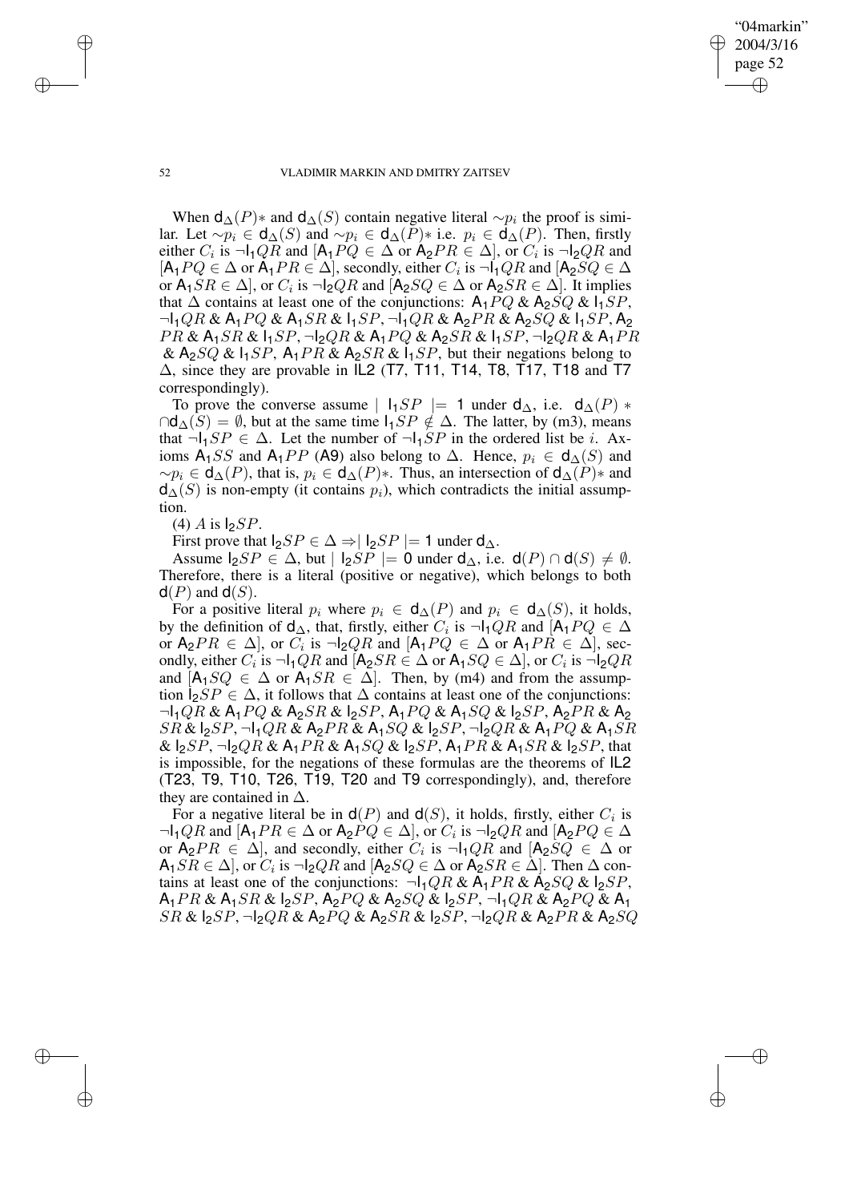When $\mathsf{d}_\Delta(P)*$ and $\mathsf{d}_\Delta(S)$ contain negative literal $\sim p_i$ the proof is similar. Let $\sim p_i \in \mathsf{d}_\Delta(S)$ and $\sim p_i \in \mathsf{d}_\Delta(P)*$ i.e. $p_i \in \mathsf{d}_\Delta(P)$. Then, firstly either $C_i$ is $\neg \mathsf{I}_1 QR$ and $[\mathsf{A}_1 PQ \in \Delta$ or $\mathsf{A}_2 PR \in \Delta]$, or $C_i$ is $\neg \mathsf{I}_2 QR$ and $[\mathsf{A}_1 PQ \in \Delta$ or $\mathsf{A}_1 PR \in \Delta]$, secondly, either $C_i$ is $\neg \mathsf{I}_1 QR$ and $[\mathsf{A}_2 SQ \in \Delta$ or $\mathsf{A}_1 SR \in \Delta]$, or $C_i$ is $\neg \mathsf{I}_2 QR$ and $[\mathsf{A}_2 SQ \in \Delta$ or $\mathsf{A}_2 SR \in \Delta]$. It implies that $\Delta$ contains at least one of the conjunctions: $\mathsf{A}_1 PQ \,\&\, \mathsf{A}_2 SQ \,\&\, \mathsf{I}_1 SP$, $\neg \mathsf{I}_1 QR \,\&\, \mathsf{A}_1 PQ \,\&\, \mathsf{A}_1 SR \,\&\, \mathsf{I}_1 SP$, $\neg \mathsf{I}_1 QR \,\&\, \mathsf{A}_2 PR \,\&\, \mathsf{A}_2 SQ \,\&\, \mathsf{I}_1 SP$, $\mathsf{A}_2 PR \,\&\, \mathsf{A}_1 SR \,\&\, \mathsf{I}_1 SP$, $\neg \mathsf{I}_2 QR \,\&\, \mathsf{A}_1 PQ \,\&\, \mathsf{A}_2 SR \,\&\, \mathsf{I}_1 SP$, $\neg \mathsf{I}_2 QR \,\&\, \mathsf{A}_1 PR \,\&\, \mathsf{A}_2 SQ \,\&\, \mathsf{I}_1 SP$, $\mathsf{A}_1 PR \,\&\, \mathsf{A}_2 SR \,\&\, \mathsf{I}_1 SP$, but their negations belong to $\Delta$, since they are provable in IL2 (T7, T11, T14, T8, T17, T18 and T7 correspondingly).

To prove the converse assume $|\ \mathsf{I}_1 SP\ | = 1$ under $\mathsf{d}_\Delta$, i.e. $\mathsf{d}_\Delta(P)* \cap \mathsf{d}_\Delta(S) = \emptyset$, but at the same time $\mathsf{I}_1 SP \notin \Delta$. The latter, by (m3), means that $\neg \mathsf{I}_1 SP \in \Delta$. Let the number of $\neg \mathsf{I}_1 SP$ in the ordered list be $i$. Axioms $\mathsf{A}_1 SS$ and $\mathsf{A}_1 PP$ (A9) also belong to $\Delta$. Hence, $p_i \in \mathsf{d}_\Delta(S)$ and $\sim p_i \in \mathsf{d}_\Delta(P)$, that is, $p_i \in \mathsf{d}_\Delta(P)*$. Thus, an intersection of $\mathsf{d}_\Delta(P)*$ and $\mathsf{d}_\Delta(S)$ is non-empty (it contains $p_i$), which contradicts the initial assumption.

(4) $A$ is $\mathsf{I}_2 SP$.

First prove that $\mathsf{I}_2 SP \in \Delta \Rightarrow |\ \mathsf{I}_2 SP\ | = 1$ under $\mathsf{d}_\Delta$.

Assume $\mathsf{I}_2 SP \in \Delta$, but $|\ \mathsf{I}_2 SP\ | = 0$ under $\mathsf{d}_\Delta$, i.e. $\mathsf{d}(P) \cap \mathsf{d}(S) \neq \emptyset$. Therefore, there is a literal (positive or negative), which belongs to both $\mathsf{d}(P)$ and $\mathsf{d}(S)$.

For a positive literal $p_i$ where $p_i \in \mathsf{d}_\Delta(P)$ and $p_i \in \mathsf{d}_\Delta(S)$, it holds, by the definition of $\mathsf{d}_\Delta$, that, firstly, either $C_i$ is $\neg \mathsf{I}_1 QR$ and $[\mathsf{A}_1 PQ \in \Delta$ or $\mathsf{A}_2 PR \in \Delta]$, or $C_i$ is $\neg \mathsf{I}_2 QR$ and $[\mathsf{A}_1 PQ \in \Delta$ or $\mathsf{A}_1 PR \in \Delta]$, secondly, either $C_i$ is $\neg \mathsf{I}_1 QR$ and $[\mathsf{A}_2 SR \in \Delta$ or $\mathsf{A}_1 SQ \in \Delta]$, or $C_i$ is $\neg \mathsf{I}_2 QR$ and $[\mathsf{A}_1 SQ \in \Delta$ or $\mathsf{A}_1 SR \in \Delta]$. Then, by (m4) and from the assumption $\mathsf{I}_2 SP \in \Delta$, it follows that $\Delta$ contains at least one of the conjunctions: $\neg \mathsf{I}_1 QR \,\&\, \mathsf{A}_1 PQ \,\&\, \mathsf{A}_2 SR \,\&\, \mathsf{I}_2 SP$, $\mathsf{A}_1 PQ \,\&\, \mathsf{A}_1 SQ \,\&\, \mathsf{I}_2 SP$, $\mathsf{A}_2 PR \,\&\, \mathsf{A}_2 SR \,\&\, \mathsf{I}_2 SP$, $\neg \mathsf{I}_1 QR \,\&\, \mathsf{A}_2 PR \,\&\, \mathsf{A}_1 SQ \,\&\, \mathsf{I}_2 SP$, $\neg \mathsf{I}_2 QR \,\&\, \mathsf{A}_1 PQ \,\&\, \mathsf{A}_1 SR \,\&\, \mathsf{I}_2 SP$, $\neg \mathsf{I}_2 QR \,\&\, \mathsf{A}_1 PR \,\&\, \mathsf{A}_1 SQ \,\&\, \mathsf{I}_2 SP$, $\mathsf{A}_1 PR \,\&\, \mathsf{A}_1 SR \,\&\, \mathsf{I}_2 SP$, that is impossible, for the negations of these formulas are the theorems of IL2 (T23, T9, T10, T26, T19, T20 and T9 correspondingly), and, therefore they are contained in $\Delta$.

For a negative literal be in $\mathsf{d}(P)$ and $\mathsf{d}(S)$, it holds, firstly, either $C_i$ is $\neg \mathsf{I}_1 QR$ and $[\mathsf{A}_1 PR \in \Delta$ or $\mathsf{A}_2 PQ \in \Delta]$, or $C_i$ is $\neg \mathsf{I}_2 QR$ and $[\mathsf{A}_2 PQ \in \Delta$ or $\mathsf{A}_2 PR \in \Delta]$, and secondly, either $C_i$ is $\neg \mathsf{I}_1 QR$ and $[\mathsf{A}_2 SQ \in \Delta$ or $\mathsf{A}_1 SR \in \Delta]$, or $C_i$ is $\neg \mathsf{I}_2 QR$ and $[\mathsf{A}_2 SQ \in \Delta$ or $\mathsf{A}_2 SR \in \Delta]$. Then $\Delta$ contains at least one of the conjunctions: $\neg \mathsf{I}_1 QR \,\&\, \mathsf{A}_1 PR \,\&\, \mathsf{A}_2 SQ \,\&\, \mathsf{I}_2 SP$, $\mathsf{A}_1 PR \,\&\, \mathsf{A}_1 SR \,\&\, \mathsf{I}_2 SP$, $\mathsf{A}_2 PQ \,\&\, \mathsf{A}_2 SQ \,\&\, \mathsf{I}_2 SP$, $\neg \mathsf{I}_1 QR \,\&\, \mathsf{A}_2 PQ \,\&\, \mathsf{A}_1 SR \,\&\, \mathsf{I}_2 SP$, $\neg \mathsf{I}_2 QR \,\&\, \mathsf{A}_2 PQ \,\&\, \mathsf{A}_2 SR \,\&\, \mathsf{I}_2 SP$, $\neg \mathsf{I}_2 QR \,\&\, \mathsf{A}_2 PR \,\&\, \mathsf{A}_2 SQ$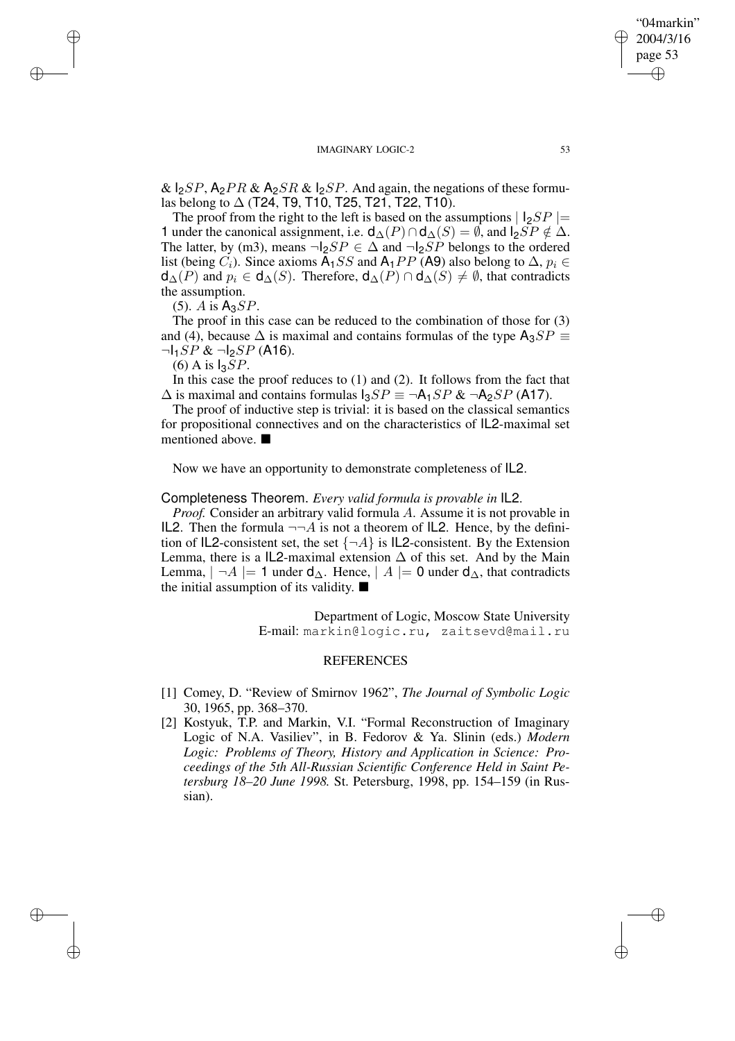& $\mathsf{I}_2SP$, $\mathsf{A}_2PR$ & $\mathsf{A}_2SR$ & $\mathsf{I}_2SP$. And again, the negations of these formulas belong to $\Delta$ (T24, T9, T10, T25, T21, T22, T10).

The proof from the right to the left is based on the assumptions $\mid \mathsf{I}_2SP \mid=$ 1 under the canonical assignment, i.e. $\mathsf{d}_\Delta(P) \cap \mathsf{d}_\Delta(S) = \emptyset$, and $\mathsf{I}_2SP \notin \Delta$. The latter, by (m3), means $\neg\mathsf{I}_2SP \in \Delta$ and $\neg\mathsf{I}_2SP$ belongs to the ordered list (being $C_i$). Since axioms $\mathsf{A}_1SS$ and $\mathsf{A}_1PP$ (A9) also belong to $\Delta$, $p_i \in \mathsf{d}_\Delta(P)$ and $p_i \in \mathsf{d}_\Delta(S)$. Therefore, $\mathsf{d}_\Delta(P) \cap \mathsf{d}_\Delta(S) \neq \emptyset$, that contradicts the assumption.

(5). $A$ is $\mathsf{A}_3SP$.

The proof in this case can be reduced to the combination of those for (3) and (4), because $\Delta$ is maximal and contains formulas of the type $\mathsf{A}_3SP \equiv \neg\mathsf{I}_1SP$ & $\neg\mathsf{I}_2SP$ (A16).

(6) A is $\mathsf{I}_3SP$.

In this case the proof reduces to (1) and (2). It follows from the fact that $\Delta$ is maximal and contains formulas $\mathsf{I}_3SP \equiv \neg\mathsf{A}_1SP$ & $\neg\mathsf{A}_2SP$ (A17).

The proof of inductive step is trivial: it is based on the classical semantics for propositional connectives and on the characteristics of IL2-maximal set mentioned above. ■

Now we have an opportunity to demonstrate completeness of IL2.

Completeness Theorem. *Every valid formula is provable in* IL2.

*Proof.* Consider an arbitrary valid formula $A$. Assume it is not provable in IL2. Then the formula $\neg\neg A$ is not a theorem of IL2. Hence, by the definition of IL2-consistent set, the set $\{\neg A\}$ is IL2-consistent. By the Extension Lemma, there is a IL2-maximal extension $\Delta$ of this set. And by the Main Lemma, $\mid \neg A \mid= 1$ under $\mathsf{d}_\Delta$. Hence, $\mid A \mid= 0$ under $\mathsf{d}_\Delta$, that contradicts the initial assumption of its validity. ■

Department of Logic, Moscow State University
E-mail: markin@logic.ru, zaitsevd@mail.ru

## REFERENCES

[1] Comey, D. "Review of Smirnov 1962", *The Journal of Symbolic Logic* 30, 1965, pp. 368–370.

[2] Kostyuk, T.P. and Markin, V.I. "Formal Reconstruction of Imaginary Logic of N.A. Vasiliev", in B. Fedorov & Ya. Slinin (eds.) *Modern Logic: Problems of Theory, History and Application in Science: Proceedings of the 5th All-Russian Scientific Conference Held in Saint Petersburg 18–20 June 1998.* St. Petersburg, 1998, pp. 154–159 (in Russian).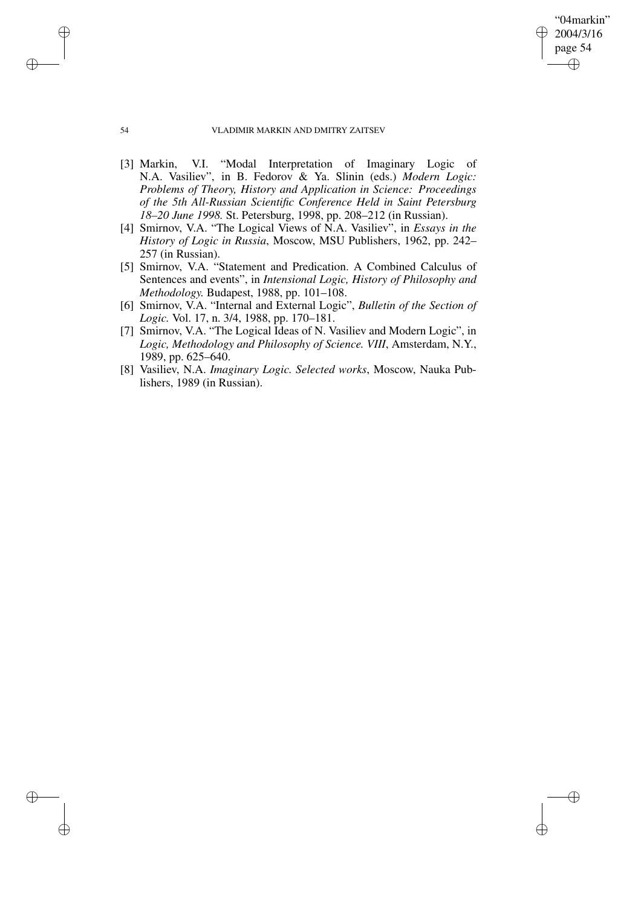[3] Markin, V.I. "Modal Interpretation of Imaginary Logic of N.A. Vasiliev", in B. Fedorov & Ya. Slinin (eds.) *Modern Logic: Problems of Theory, History and Application in Science: Proceedings of the 5th All-Russian Scientific Conference Held in Saint Petersburg 18–20 June 1998.* St. Petersburg, 1998, pp. 208–212 (in Russian).

[4] Smirnov, V.A. "The Logical Views of N.A. Vasiliev", in *Essays in the History of Logic in Russia*, Moscow, MSU Publishers, 1962, pp. 242–257 (in Russian).

[5] Smirnov, V.A. "Statement and Predication. A Combined Calculus of Sentences and events", in *Intensional Logic, History of Philosophy and Methodology.* Budapest, 1988, pp. 101–108.

[6] Smirnov, V.A. "Internal and External Logic", *Bulletin of the Section of Logic.* Vol. 17, n. 3/4, 1988, pp. 170–181.

[7] Smirnov, V.A. "The Logical Ideas of N. Vasiliev and Modern Logic", in *Logic, Methodology and Philosophy of Science. VIII*, Amsterdam, N.Y., 1989, pp. 625–640.

[8] Vasiliev, N.A. *Imaginary Logic. Selected works*, Moscow, Nauka Publishers, 1989 (in Russian).